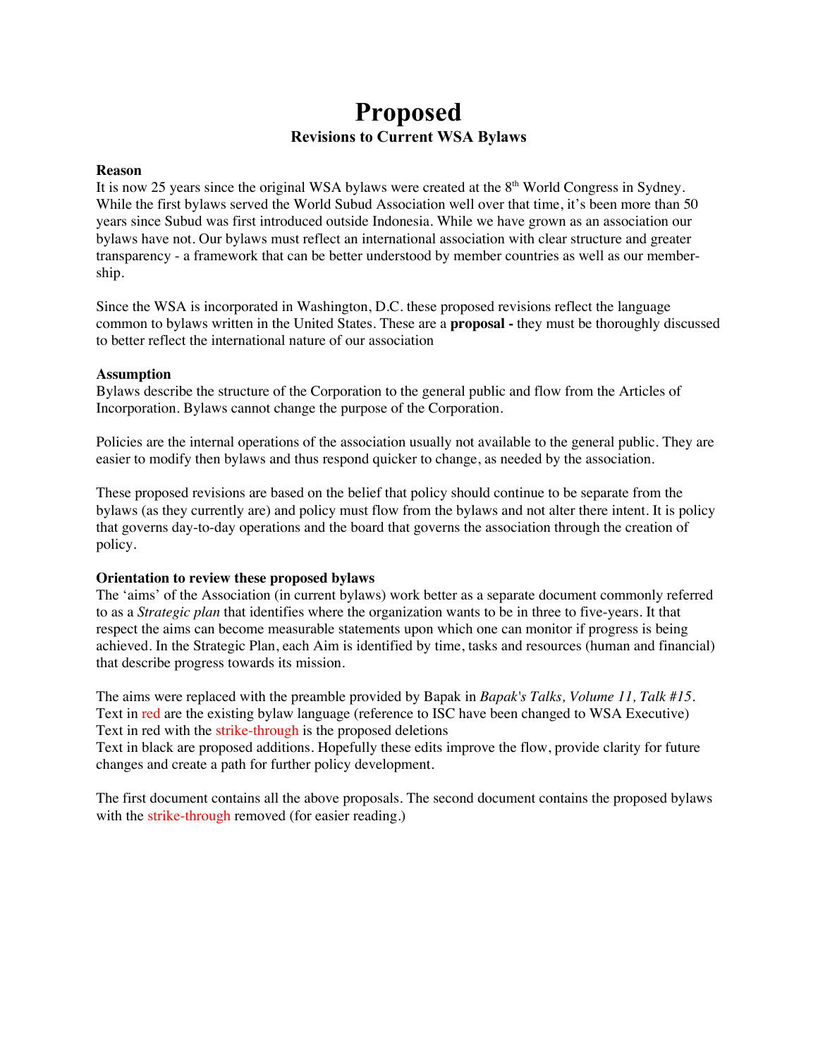# Proposed

## Revisions to Current WSA Bylaws

**Reason**

It is now 25 years since the original WSA bylaws were created at the 8th World Congress in Sydney. While the first bylaws served the World Subud Association well over that time, it's been more than 50 years since Subud was first introduced outside Indonesia. While we have grown as an association our bylaws have not. Our bylaws must reflect an international association with clear structure and greater transparency - a framework that can be better understood by member countries as well as our membership.

Since the WSA is incorporated in Washington, D.C. these proposed revisions reflect the language common to bylaws written in the United States. These are a **proposal -** they must be thoroughly discussed to better reflect the international nature of our association

**Assumption**

Bylaws describe the structure of the Corporation to the general public and flow from the Articles of Incorporation. Bylaws cannot change the purpose of the Corporation.

Policies are the internal operations of the association usually not available to the general public. They are easier to modify then bylaws and thus respond quicker to change, as needed by the association.

These proposed revisions are based on the belief that policy should continue to be separate from the bylaws (as they currently are) and policy must flow from the bylaws and not alter there intent. It is policy that governs day-to-day operations and the board that governs the association through the creation of policy.

**Orientation to review these proposed bylaws**

The 'aims' of the Association (in current bylaws) work better as a separate document commonly referred to as a *Strategic plan* that identifies where the organization wants to be in three to five-years. It that respect the aims can become measurable statements upon which one can monitor if progress is being achieved. In the Strategic Plan, each Aim is identified by time, tasks and resources (human and financial) that describe progress towards its mission.

The aims were replaced with the preamble provided by Bapak in *Bapak's Talks, Volume 11, Talk #15*.
Text in red are the existing bylaw language (reference to ISC have been changed to WSA Executive)
Text in red with the ~~strike-through~~ is the proposed deletions
Text in black are proposed additions. Hopefully these edits improve the flow, provide clarity for future changes and create a path for further policy development.

The first document contains all the above proposals. The second document contains the proposed bylaws with the ~~strike-through~~ removed (for easier reading.)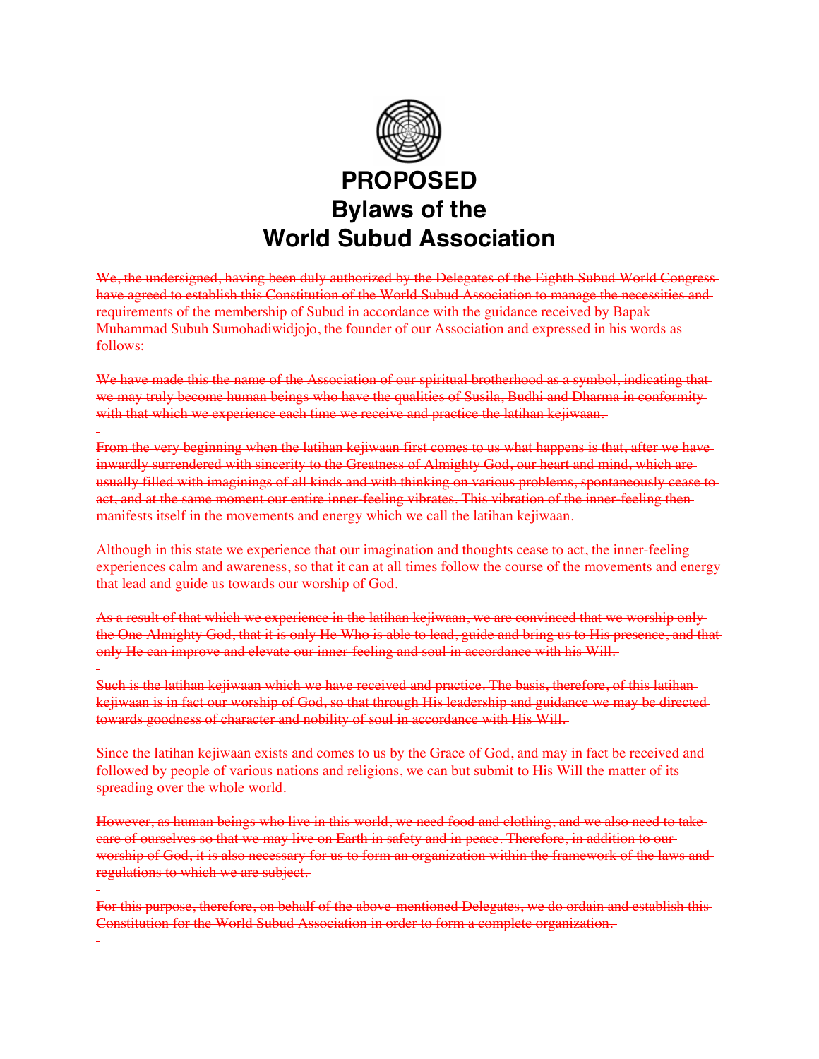# PROPOSED
# Bylaws of the
# World Subud Association

~~We, the undersigned, having been duly authorized by the Delegates of the Eighth Subud World Congress have agreed to establish this Constitution of the World Subud Association to manage the necessities and requirements of the membership of Subud in accordance with the guidance received by Bapak Muhammad Subuh Sumohadiwidjojo, the founder of our Association and expressed in his words as follows:~~

~~We have made this the name of the Association of our spiritual brotherhood as a symbol, indicating that we may truly become human beings who have the qualities of Susila, Budhi and Dharma in conformity with that which we experience each time we receive and practice the latihan kejiwaan.~~

~~From the very beginning when the latihan kejiwaan first comes to us what happens is that, after we have inwardly surrendered with sincerity to the Greatness of Almighty God, our heart and mind, which are usually filled with imaginings of all kinds and with thinking on various problems, spontaneously cease to act, and at the same moment our entire inner-feeling vibrates. This vibration of the inner-feeling then manifests itself in the movements and energy which we call the latihan kejiwaan.~~

~~Although in this state we experience that our imagination and thoughts cease to act, the inner-feeling experiences calm and awareness, so that it can at all times follow the course of the movements and energy that lead and guide us towards our worship of God.~~

~~As a result of that which we experience in the latihan kejiwaan, we are convinced that we worship only the One Almighty God, that it is only He Who is able to lead, guide and bring us to His presence, and that only He can improve and elevate our inner-feeling and soul in accordance with his Will.~~

~~Such is the latihan kejiwaan which we have received and practice. The basis, therefore, of this latihan kejiwaan is in fact our worship of God, so that through His leadership and guidance we may be directed towards goodness of character and nobility of soul in accordance with His Will.~~

~~Since the latihan kejiwaan exists and comes to us by the Grace of God, and may in fact be received and followed by people of various nations and religions, we can but submit to His Will the matter of its spreading over the whole world.~~

~~However, as human beings who live in this world, we need food and clothing, and we also need to take care of ourselves so that we may live on Earth in safety and in peace. Therefore, in addition to our worship of God, it is also necessary for us to form an organization within the framework of the laws and regulations to which we are subject.~~

~~For this purpose, therefore, on behalf of the above-mentioned Delegates, we do ordain and establish this Constitution for the World Subud Association in order to form a complete organization.~~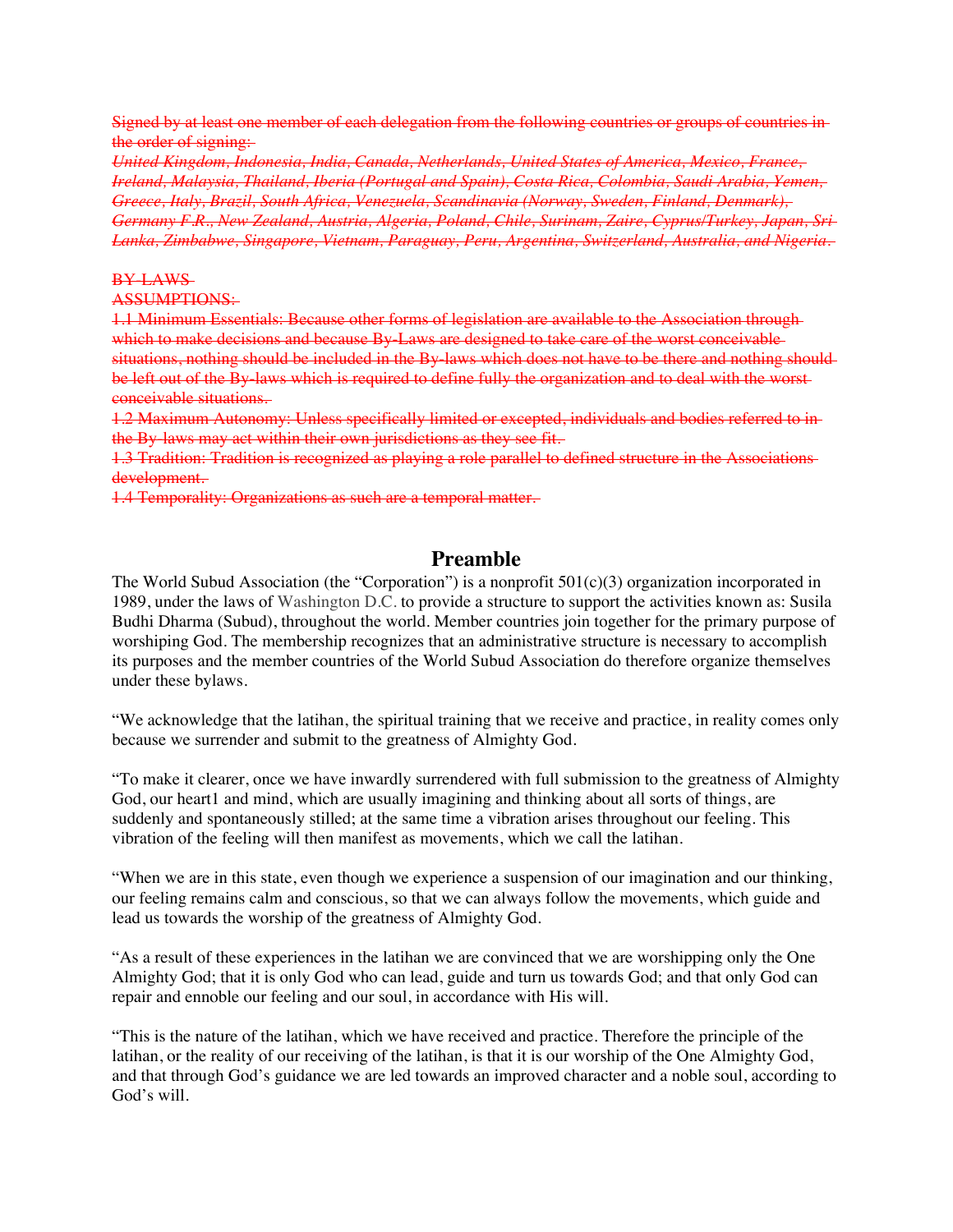~~Signed by at least one member of each delegation from the following countries or groups of countries in the order of signing:~~
~~*United Kingdom, Indonesia, India, Canada, Netherlands, United States of America, Mexico, France, Ireland, Malaysia, Thailand, Iberia (Portugal and Spain), Costa Rica, Colombia, Saudi Arabia, Yemen, Greece, Italy, Brazil, South Africa, Venezuela, Scandinavia (Norway, Sweden, Finland, Denmark), Germany F.R., New Zealand, Austria, Algeria, Poland, Chile, Surinam, Zaire, Cyprus/Turkey, Japan, Sri Lanka, Zimbabwe, Singapore, Vietnam, Paraguay, Peru, Argentina, Switzerland, Australia, and Nigeria.*~~

~~BY-LAWS~~
~~ASSUMPTIONS:~~
~~1.1 Minimum Essentials: Because other forms of legislation are available to the Association through which to make decisions and because By-Laws are designed to take care of the worst conceivable situations, nothing should be included in the By-laws which does not have to be there and nothing should be left out of the By-laws which is required to define fully the organization and to deal with the worst conceivable situations.~~
~~1.2 Maximum Autonomy: Unless specifically limited or excepted, individuals and bodies referred to in the By-laws may act within their own jurisdictions as they see fit.~~
~~1.3 Tradition: Tradition is recognized as playing a role parallel to defined structure in the Associations development.~~
~~1.4 Temporality: Organizations as such are a temporal matter.~~

## Preamble

The World Subud Association (the "Corporation") is a nonprofit 501(c)(3) organization incorporated in 1989, under the laws of Washington D.C. to provide a structure to support the activities known as: Susila Budhi Dharma (Subud), throughout the world. Member countries join together for the primary purpose of worshiping God. The membership recognizes that an administrative structure is necessary to accomplish its purposes and the member countries of the World Subud Association do therefore organize themselves under these bylaws.

"We acknowledge that the latihan, the spiritual training that we receive and practice, in reality comes only because we surrender and submit to the greatness of Almighty God.

"To make it clearer, once we have inwardly surrendered with full submission to the greatness of Almighty God, our heart1 and mind, which are usually imagining and thinking about all sorts of things, are suddenly and spontaneously stilled; at the same time a vibration arises throughout our feeling. This vibration of the feeling will then manifest as movements, which we call the latihan.

"When we are in this state, even though we experience a suspension of our imagination and our thinking, our feeling remains calm and conscious, so that we can always follow the movements, which guide and lead us towards the worship of the greatness of Almighty God.

"As a result of these experiences in the latihan we are convinced that we are worshipping only the One Almighty God; that it is only God who can lead, guide and turn us towards God; and that only God can repair and ennoble our feeling and our soul, in accordance with His will.

"This is the nature of the latihan, which we have received and practice. Therefore the principle of the latihan, or the reality of our receiving of the latihan, is that it is our worship of the One Almighty God, and that through God's guidance we are led towards an improved character and a noble soul, according to God's will.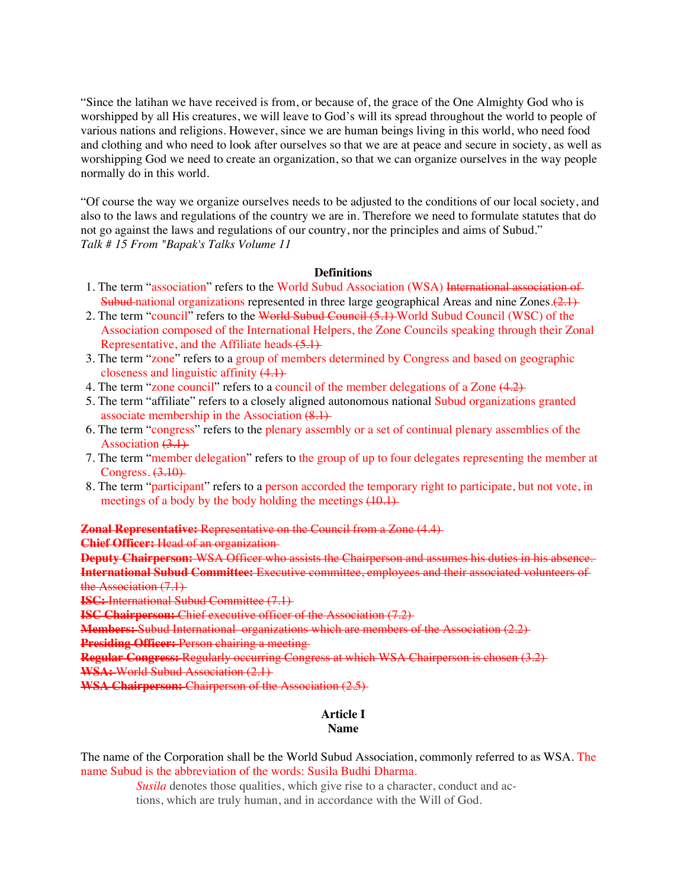"Since the latihan we have received is from, or because of, the grace of the One Almighty God who is worshipped by all His creatures, we will leave to God's will its spread throughout the world to people of various nations and religions. However, since we are human beings living in this world, who need food and clothing and who need to look after ourselves so that we are at peace and secure in society, as well as worshipping God we need to create an organization, so that we can organize ourselves in the way people normally do in this world.

"Of course the way we organize ourselves needs to be adjusted to the conditions of our local society, and also to the laws and regulations of the country we are in. Therefore we need to formulate statutes that do not go against the laws and regulations of our country, nor the principles and aims of Subud."
*Talk # 15 From "Bapak's Talks Volume 11*

**Definitions**

1. The term "association" refers to the World Subud Association (WSA) ~~International association of Subud~~ national organizations represented in three large geographical Areas and nine Zones. ~~(2.1)~~
2. The term "council" refers to the ~~World Subud Council (5.1)~~ World Subud Council (WSC) of the Association composed of the International Helpers, the Zone Councils speaking through their Zonal Representative, and the Affiliate heads ~~(5.1)~~
3. The term "zone" refers to a group of members determined by Congress and based on geographic closeness and linguistic affinity ~~(4.1)~~
4. The term "zone council" refers to a council of the member delegations of a Zone ~~(4.2)~~
5. The term "affiliate" refers to a closely aligned autonomous national Subud organizations granted associate membership in the Association ~~(8.1)~~
6. The term "congress" refers to the plenary assembly or a set of continual plenary assemblies of the Association ~~(3.1)~~
7. The term "member delegation" refers to the group of up to four delegates representing the member at Congress. ~~(3.10)~~
8. The term "participant" refers to a person accorded the temporary right to participate, but not vote, in meetings of a body by the body holding the meetings ~~(10.1)~~

~~**Zonal Representative:** Representative on the Council from a Zone (4.4)~~
~~**Chief Officer:** Head of an organization~~
~~**Deputy Chairperson:** WSA Officer who assists the Chairperson and assumes his duties in his absence.~~
~~**International Subud Committee:** Executive committee, employees and their associated volunteers of the Association (7.1)~~
~~**ISC:** International Subud Committee (7.1)~~
~~**ISC Chairperson:** Chief executive officer of the Association (7.2)~~
~~**Members:** Subud International organizations which are members of the Association (2.2)~~
~~**Presiding Officer:** Person chairing a meeting~~
~~**Regular Congress:** Regularly occurring Congress at which WSA Chairperson is chosen (3.2)~~
~~**WSA:** World Subud Association (2.1)~~
~~**WSA Chairperson:** Chairperson of the Association (2.5)~~

## Article I
## Name

The name of the Corporation shall be the World Subud Association, commonly referred to as WSA. The name Subud is the abbreviation of the words: Susila Budhi Dharma.

> *Susila* denotes those qualities, which give rise to a character, conduct and actions, which are truly human, and in accordance with the Will of God.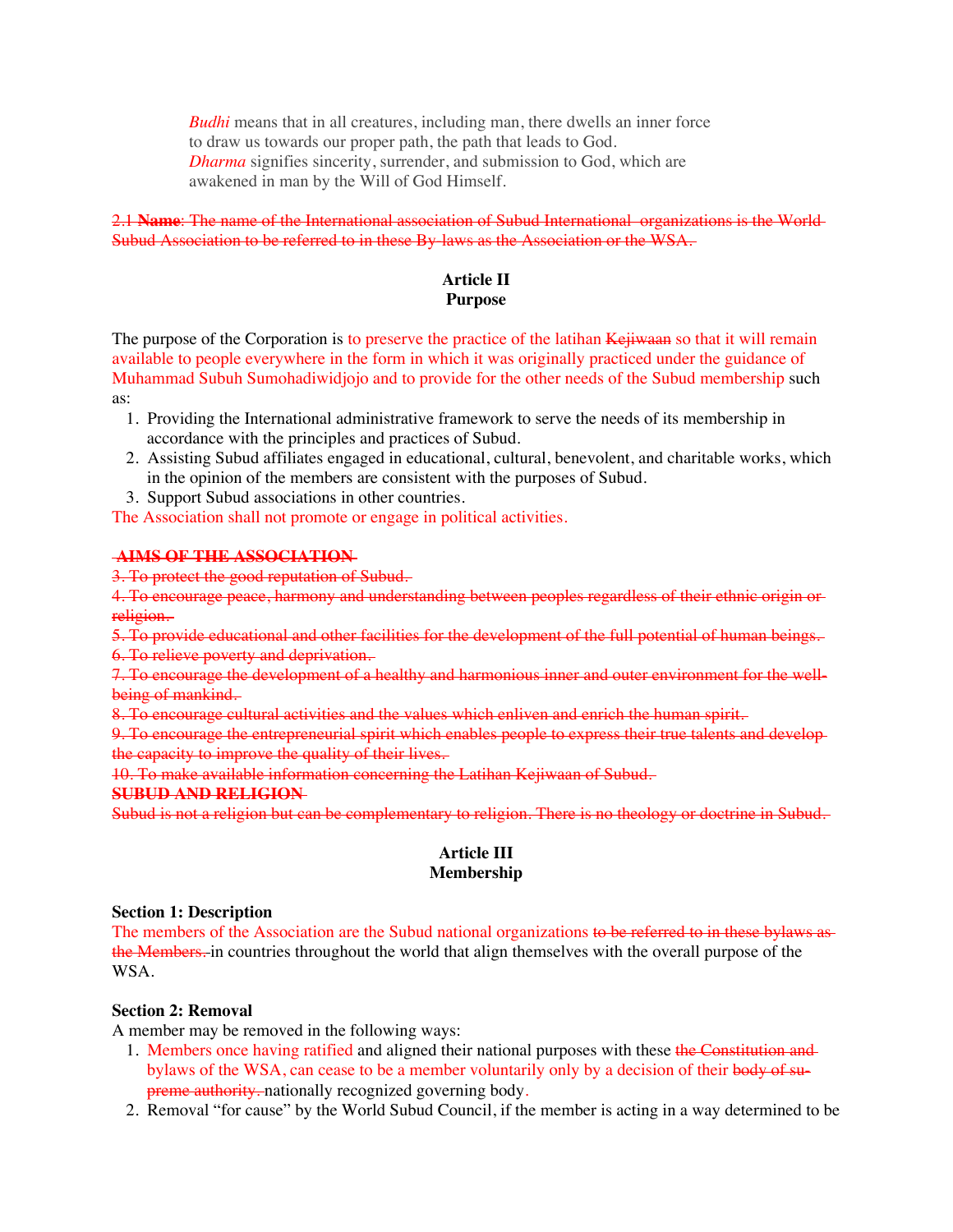*Budhi* means that in all creatures, including man, there dwells an inner force to draw us towards our proper path, the path that leads to God.
*Dharma* signifies sincerity, surrender, and submission to God, which are awakened in man by the Will of God Himself.

~~2.1 **Name**: The name of the International association of Subud International organizations is the World Subud Association to be referred to in these By-laws as the Association or the WSA.~~

## Article II
## Purpose

The purpose of the Corporation is to preserve the practice of the latihan ~~Kejiwaan~~ so that it will remain available to people everywhere in the form in which it was originally practiced under the guidance of Muhammad Subuh Sumohadiwidjojo and to provide for the other needs of the Subud membership such as:

1. Providing the International administrative framework to serve the needs of its membership in accordance with the principles and practices of Subud.
2. Assisting Subud affiliates engaged in educational, cultural, benevolent, and charitable works, which in the opinion of the members are consistent with the purposes of Subud.
3. Support Subud associations in other countries.

The Association shall not promote or engage in political activities.

~~**AIMS OF THE ASSOCIATION**~~
~~3. To protect the good reputation of Subud.~~
~~4. To encourage peace, harmony and understanding between peoples regardless of their ethnic origin or religion.~~
~~5. To provide educational and other facilities for the development of the full potential of human beings.~~
~~6. To relieve poverty and deprivation.~~
~~7. To encourage the development of a healthy and harmonious inner and outer environment for the well-being of mankind.~~
~~8. To encourage cultural activities and the values which enliven and enrich the human spirit.~~
~~9. To encourage the entrepreneurial spirit which enables people to express their true talents and develop the capacity to improve the quality of their lives.~~
~~10. To make available information concerning the Latihan Kejiwaan of Subud.~~
~~**SUBUD AND RELIGION**~~
~~Subud is not a religion but can be complementary to religion. There is no theology or doctrine in Subud.~~

## Article III
## Membership

**Section 1: Description**
The members of the Association are the Subud national organizations ~~to be referred to in these bylaws as the Members.~~ in countries throughout the world that align themselves with the overall purpose of the WSA.

**Section 2: Removal**
A member may be removed in the following ways:

1. Members once having ratified and aligned their national purposes with these ~~the Constitution and~~ bylaws of the WSA, can cease to be a member voluntarily only by a decision of their ~~body of supreme authority.~~ nationally recognized governing body.
2. Removal "for cause" by the World Subud Council, if the member is acting in a way determined to be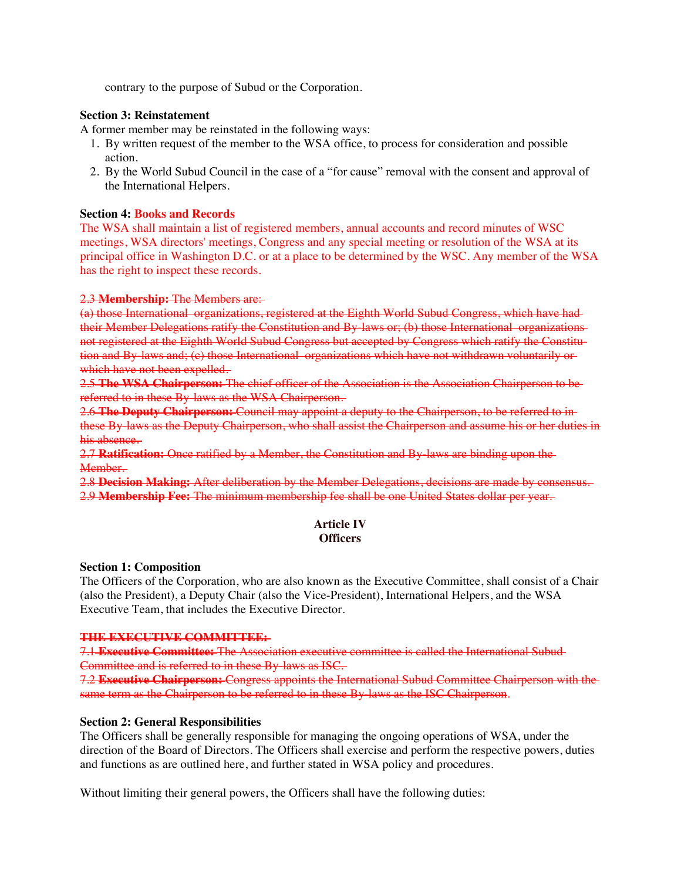contrary to the purpose of Subud or the Corporation.

**Section 3: Reinstatement**
A former member may be reinstated in the following ways:

1. By written request of the member to the WSA office, to process for consideration and possible action.
2. By the World Subud Council in the case of a "for cause" removal with the consent and approval of the International Helpers.

**Section 4: Books and Records**
The WSA shall maintain a list of registered members, annual accounts and record minutes of WSC meetings, WSA directors' meetings, Congress and any special meeting or resolution of the WSA at its principal office in Washington D.C. or at a place to be determined by the WSC. Any member of the WSA has the right to inspect these records.

~~2.3 **Membership:** The Members are:~~
~~(a) those International organizations, registered at the Eighth World Subud Congress, which have had their Member Delegations ratify the Constitution and By-laws or; (b) those International organizations not registered at the Eighth World Subud Congress but accepted by Congress which ratify the Constitution and By-laws and; (c) those International organizations which have not withdrawn voluntarily or which have not been expelled.~~
~~2.5 **The WSA Chairperson:** The chief officer of the Association is the Association Chairperson to be referred to in these By-laws as the WSA Chairperson.~~
~~2.6 **The Deputy Chairperson:** Council may appoint a deputy to the Chairperson, to be referred to in these By-laws as the Deputy Chairperson, who shall assist the Chairperson and assume his or her duties in his absence.~~
~~2.7 **Ratification:** Once ratified by a Member, the Constitution and By-laws are binding upon the Member.~~
~~2.8 **Decision Making:** After deliberation by the Member Delegations, decisions are made by consensus.~~
~~2.9 **Membership Fee:** The minimum membership fee shall be one United States dollar per year.~~

## Article IV
## Officers

**Section 1: Composition**
The Officers of the Corporation, who are also known as the Executive Committee, shall consist of a Chair (also the President), a Deputy Chair (also the Vice-President), International Helpers, and the WSA Executive Team, that includes the Executive Director.

~~**THE EXECUTIVE COMMITTEE:**~~
~~7.1 **Executive Committee:** The Association executive committee is called the International Subud Committee and is referred to in these By-laws as ISC.~~
~~7.2 **Executive Chairperson:** Congress appoints the International Subud Committee Chairperson with the same term as the Chairperson to be referred to in these By-laws as the ISC Chairperson.~~

**Section 2: General Responsibilities**
The Officers shall be generally responsible for managing the ongoing operations of WSA, under the direction of the Board of Directors. The Officers shall exercise and perform the respective powers, duties and functions as are outlined here, and further stated in WSA policy and procedures.

Without limiting their general powers, the Officers shall have the following duties: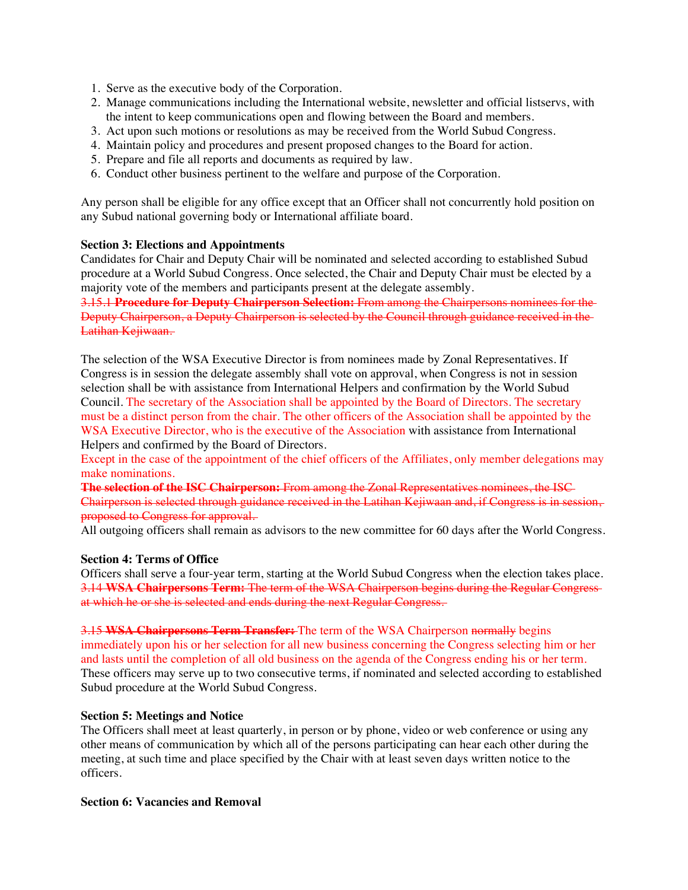1. Serve as the executive body of the Corporation.
2. Manage communications including the International website, newsletter and official listservs, with the intent to keep communications open and flowing between the Board and members.
3. Act upon such motions or resolutions as may be received from the World Subud Congress.
4. Maintain policy and procedures and present proposed changes to the Board for action.
5. Prepare and file all reports and documents as required by law.
6. Conduct other business pertinent to the welfare and purpose of the Corporation.

Any person shall be eligible for any office except that an Officer shall not concurrently hold position on any Subud national governing body or International affiliate board.

**Section 3: Elections and Appointments**

Candidates for Chair and Deputy Chair will be nominated and selected according to established Subud procedure at a World Subud Congress. Once selected, the Chair and Deputy Chair must be elected by a majority vote of the members and participants present at the delegate assembly.

~~3.15.1 **Procedure for Deputy Chairperson Selection:** From among the Chairpersons nominees for the Deputy Chairperson, a Deputy Chairperson is selected by the Council through guidance received in the Latihan Kejiwaan.~~

The selection of the WSA Executive Director is from nominees made by Zonal Representatives. If Congress is in session the delegate assembly shall vote on approval, when Congress is not in session selection shall be with assistance from International Helpers and confirmation by the World Subud Council. The secretary of the Association shall be appointed by the Board of Directors. The secretary must be a distinct person from the chair. The other officers of the Association shall be appointed by the WSA Executive Director, who is the executive of the Association with assistance from International Helpers and confirmed by the Board of Directors.

Except in the case of the appointment of the chief officers of the Affiliates, only member delegations may make nominations.

~~**The selection of the ISC Chairperson:** From among the Zonal Representatives nominees, the ISC Chairperson is selected through guidance received in the Latihan Kejiwaan and, if Congress is in session, proposed to Congress for approval.~~

All outgoing officers shall remain as advisors to the new committee for 60 days after the World Congress.

**Section 4: Terms of Office**

Officers shall serve a four-year term, starting at the World Subud Congress when the election takes place.

~~3.14 **WSA Chairpersons Term:** The term of the WSA Chairperson begins during the Regular Congress at which he or she is selected and ends during the next Regular Congress.~~

~~3.15 **WSA Chairpersons Term Transfer:**~~ The term of the WSA Chairperson ~~normally~~ begins immediately upon his or her selection for all new business concerning the Congress selecting him or her and lasts until the completion of all old business on the agenda of the Congress ending his or her term. These officers may serve up to two consecutive terms, if nominated and selected according to established Subud procedure at the World Subud Congress.

**Section 5: Meetings and Notice**

The Officers shall meet at least quarterly, in person or by phone, video or web conference or using any other means of communication by which all of the persons participating can hear each other during the meeting, at such time and place specified by the Chair with at least seven days written notice to the officers.

**Section 6: Vacancies and Removal**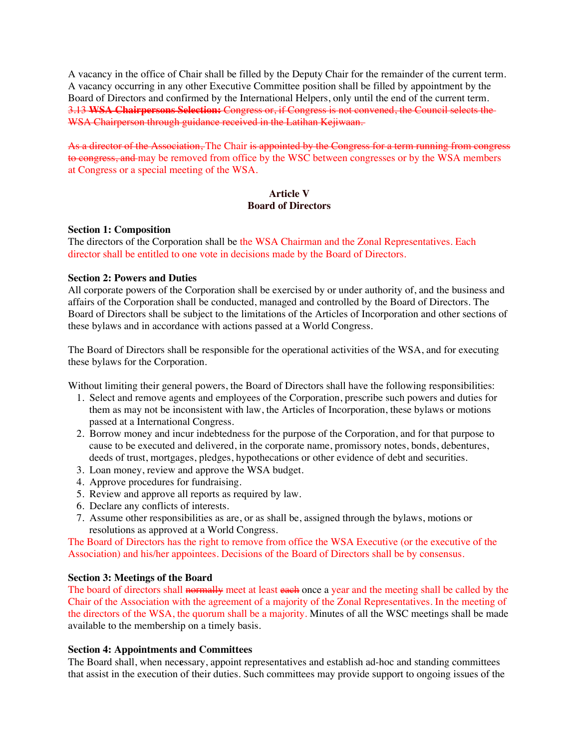A vacancy in the office of Chair shall be filled by the Deputy Chair for the remainder of the current term. A vacancy occurring in any other Executive Committee position shall be filled by appointment by the Board of Directors and confirmed by the International Helpers, only until the end of the current term.
~~3.13 **WSA Chairpersons Selection:** Congress or, if Congress is not convened, the Council selects the WSA Chairperson through guidance received in the Latihan Kejiwaan.~~

~~As a director of the Association,~~ The Chair ~~is appointed by the Congress for a term running from congress to congress, and~~ may be removed from office by the WSC between congresses or by the WSA members at Congress or a special meeting of the WSA.

## Article V
## Board of Directors

**Section 1: Composition**
The directors of the Corporation shall be the WSA Chairman and the Zonal Representatives. Each director shall be entitled to one vote in decisions made by the Board of Directors.

**Section 2: Powers and Duties**
All corporate powers of the Corporation shall be exercised by or under authority of, and the business and affairs of the Corporation shall be conducted, managed and controlled by the Board of Directors. The Board of Directors shall be subject to the limitations of the Articles of Incorporation and other sections of these bylaws and in accordance with actions passed at a World Congress.

The Board of Directors shall be responsible for the operational activities of the WSA, and for executing these bylaws for the Corporation.

Without limiting their general powers, the Board of Directors shall have the following responsibilities:

1. Select and remove agents and employees of the Corporation, prescribe such powers and duties for them as may not be inconsistent with law, the Articles of Incorporation, these bylaws or motions passed at a International Congress.
2. Borrow money and incur indebtedness for the purpose of the Corporation, and for that purpose to cause to be executed and delivered, in the corporate name, promissory notes, bonds, debentures, deeds of trust, mortgages, pledges, hypothecations or other evidence of debt and securities.
3. Loan money, review and approve the WSA budget.
4. Approve procedures for fundraising.
5. Review and approve all reports as required by law.
6. Declare any conflicts of interests.
7. Assume other responsibilities as are, or as shall be, assigned through the bylaws, motions or resolutions as approved at a World Congress.

The Board of Directors has the right to remove from office the WSA Executive (or the executive of the Association) and his/her appointees. Decisions of the Board of Directors shall be by consensus.

**Section 3: Meetings of the Board**
The board of directors shall ~~normally~~ meet at least ~~each~~ once a year and the meeting shall be called by the Chair of the Association with the agreement of a majority of the Zonal Representatives. In the meeting of the directors of the WSA, the quorum shall be a majority. Minutes of all the WSC meetings shall be made available to the membership on a timely basis.

**Section 4: Appointments and Committees**
The Board shall, when necessary, appoint representatives and establish ad-hoc and standing committees that assist in the execution of their duties. Such committees may provide support to ongoing issues of the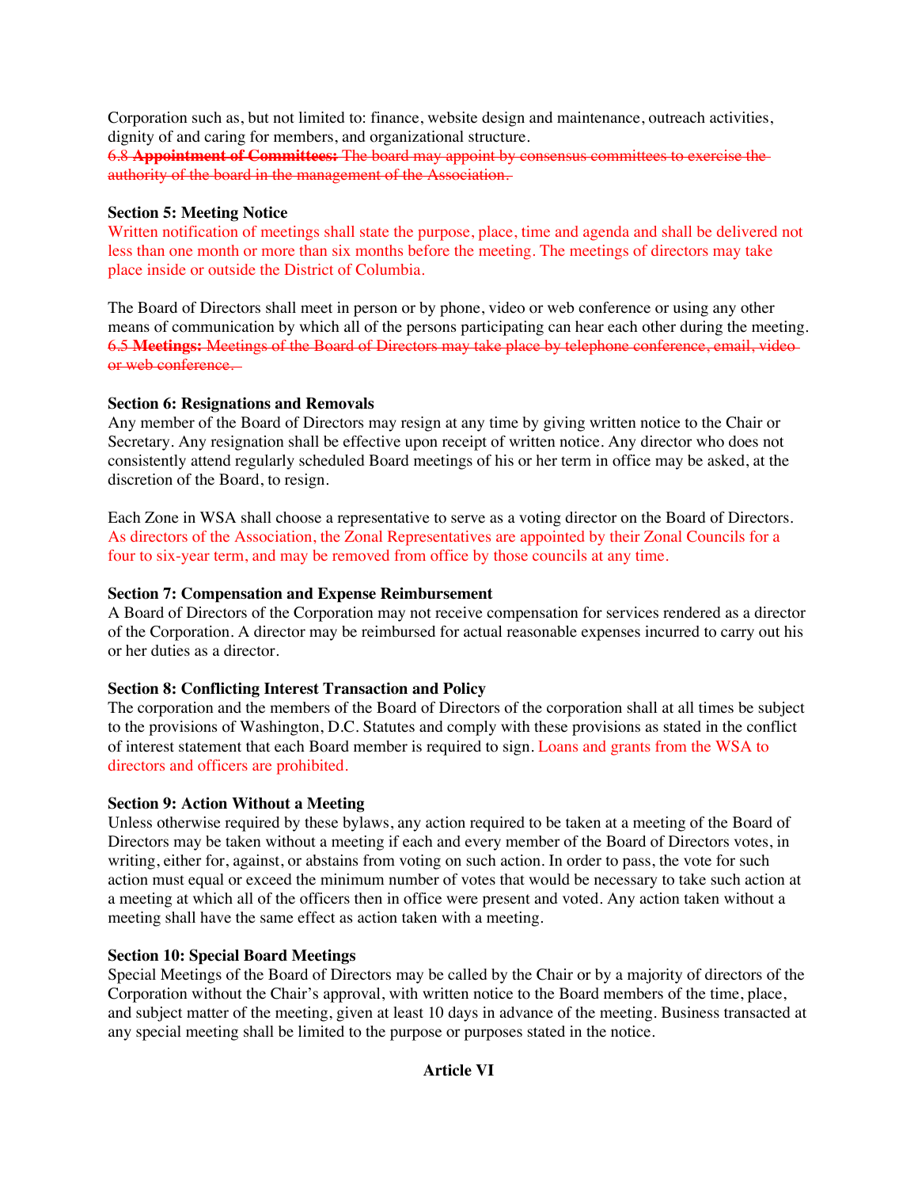Corporation such as, but not limited to: finance, website design and maintenance, outreach activities, dignity of and caring for members, and organizational structure.
~~6.8 **Appointment of Committees:** The board may appoint by consensus committees to exercise the authority of the board in the management of the Association.~~

**Section 5: Meeting Notice**
Written notification of meetings shall state the purpose, place, time and agenda and shall be delivered not less than one month or more than six months before the meeting. The meetings of directors may take place inside or outside the District of Columbia.

The Board of Directors shall meet in person or by phone, video or web conference or using any other means of communication by which all of the persons participating can hear each other during the meeting.
~~6.5 **Meetings:** Meetings of the Board of Directors may take place by telephone conference, email, video or web conference.~~

**Section 6: Resignations and Removals**
Any member of the Board of Directors may resign at any time by giving written notice to the Chair or Secretary. Any resignation shall be effective upon receipt of written notice. Any director who does not consistently attend regularly scheduled Board meetings of his or her term in office may be asked, at the discretion of the Board, to resign.

Each Zone in WSA shall choose a representative to serve as a voting director on the Board of Directors. As directors of the Association, the Zonal Representatives are appointed by their Zonal Councils for a four to six-year term, and may be removed from office by those councils at any time.

**Section 7: Compensation and Expense Reimbursement**
A Board of Directors of the Corporation may not receive compensation for services rendered as a director of the Corporation. A director may be reimbursed for actual reasonable expenses incurred to carry out his or her duties as a director.

**Section 8: Conflicting Interest Transaction and Policy**
The corporation and the members of the Board of Directors of the corporation shall at all times be subject to the provisions of Washington, D.C. Statutes and comply with these provisions as stated in the conflict of interest statement that each Board member is required to sign. Loans and grants from the WSA to directors and officers are prohibited.

**Section 9: Action Without a Meeting**
Unless otherwise required by these bylaws, any action required to be taken at a meeting of the Board of Directors may be taken without a meeting if each and every member of the Board of Directors votes, in writing, either for, against, or abstains from voting on such action. In order to pass, the vote for such action must equal or exceed the minimum number of votes that would be necessary to take such action at a meeting at which all of the officers then in office were present and voted. Any action taken without a meeting shall have the same effect as action taken with a meeting.

**Section 10: Special Board Meetings**
Special Meetings of the Board of Directors may be called by the Chair or by a majority of directors of the Corporation without the Chair's approval, with written notice to the Board members of the time, place, and subject matter of the meeting, given at least 10 days in advance of the meeting. Business transacted at any special meeting shall be limited to the purpose or purposes stated in the notice.

## Article VI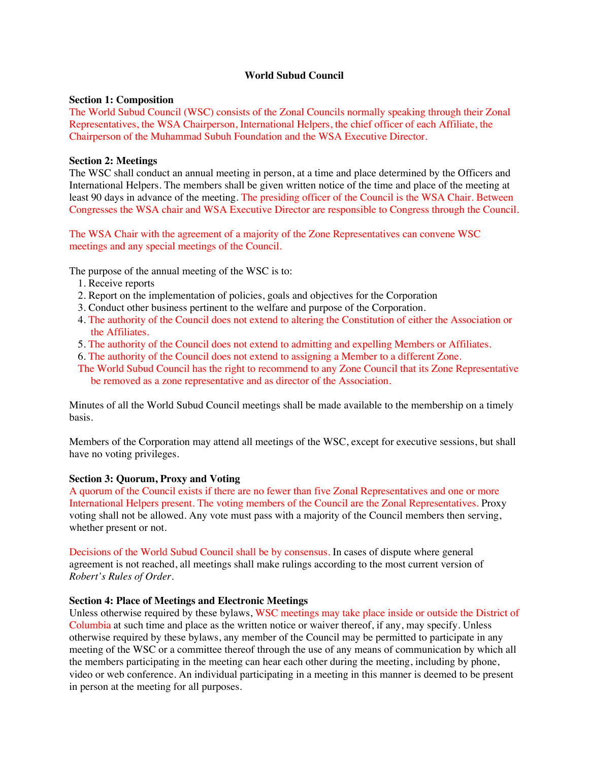**World Subud Council**

**Section 1: Composition**

The World Subud Council (WSC) consists of the Zonal Councils normally speaking through their Zonal Representatives, the WSA Chairperson, International Helpers, the chief officer of each Affiliate, the Chairperson of the Muhammad Subuh Foundation and the WSA Executive Director.

**Section 2: Meetings**

The WSC shall conduct an annual meeting in person, at a time and place determined by the Officers and International Helpers. The members shall be given written notice of the time and place of the meeting at least 90 days in advance of the meeting. The presiding officer of the Council is the WSA Chair. Between Congresses the WSA chair and WSA Executive Director are responsible to Congress through the Council.

The WSA Chair with the agreement of a majority of the Zone Representatives can convene WSC meetings and any special meetings of the Council.

The purpose of the annual meeting of the WSC is to:

1. Receive reports
2. Report on the implementation of policies, goals and objectives for the Corporation
3. Conduct other business pertinent to the welfare and purpose of the Corporation.
4. The authority of the Council does not extend to altering the Constitution of either the Association or the Affiliates.
5. The authority of the Council does not extend to admitting and expelling Members or Affiliates.
6. The authority of the Council does not extend to assigning a Member to a different Zone.

The World Subud Council has the right to recommend to any Zone Council that its Zone Representative be removed as a zone representative and as director of the Association.

Minutes of all the World Subud Council meetings shall be made available to the membership on a timely basis.

Members of the Corporation may attend all meetings of the WSC, except for executive sessions, but shall have no voting privileges.

**Section 3: Quorum, Proxy and Voting**

A quorum of the Council exists if there are no fewer than five Zonal Representatives and one or more International Helpers present. The voting members of the Council are the Zonal Representatives. Proxy voting shall not be allowed. Any vote must pass with a majority of the Council members then serving, whether present or not.

Decisions of the World Subud Council shall be by consensus. In cases of dispute where general agreement is not reached, all meetings shall make rulings according to the most current version of *Robert's Rules of Order*.

**Section 4: Place of Meetings and Electronic Meetings**

Unless otherwise required by these bylaws, WSC meetings may take place inside or outside the District of Columbia at such time and place as the written notice or waiver thereof, if any, may specify. Unless otherwise required by these bylaws, any member of the Council may be permitted to participate in any meeting of the WSC or a committee thereof through the use of any means of communication by which all the members participating in the meeting can hear each other during the meeting, including by phone, video or web conference. An individual participating in a meeting in this manner is deemed to be present in person at the meeting for all purposes.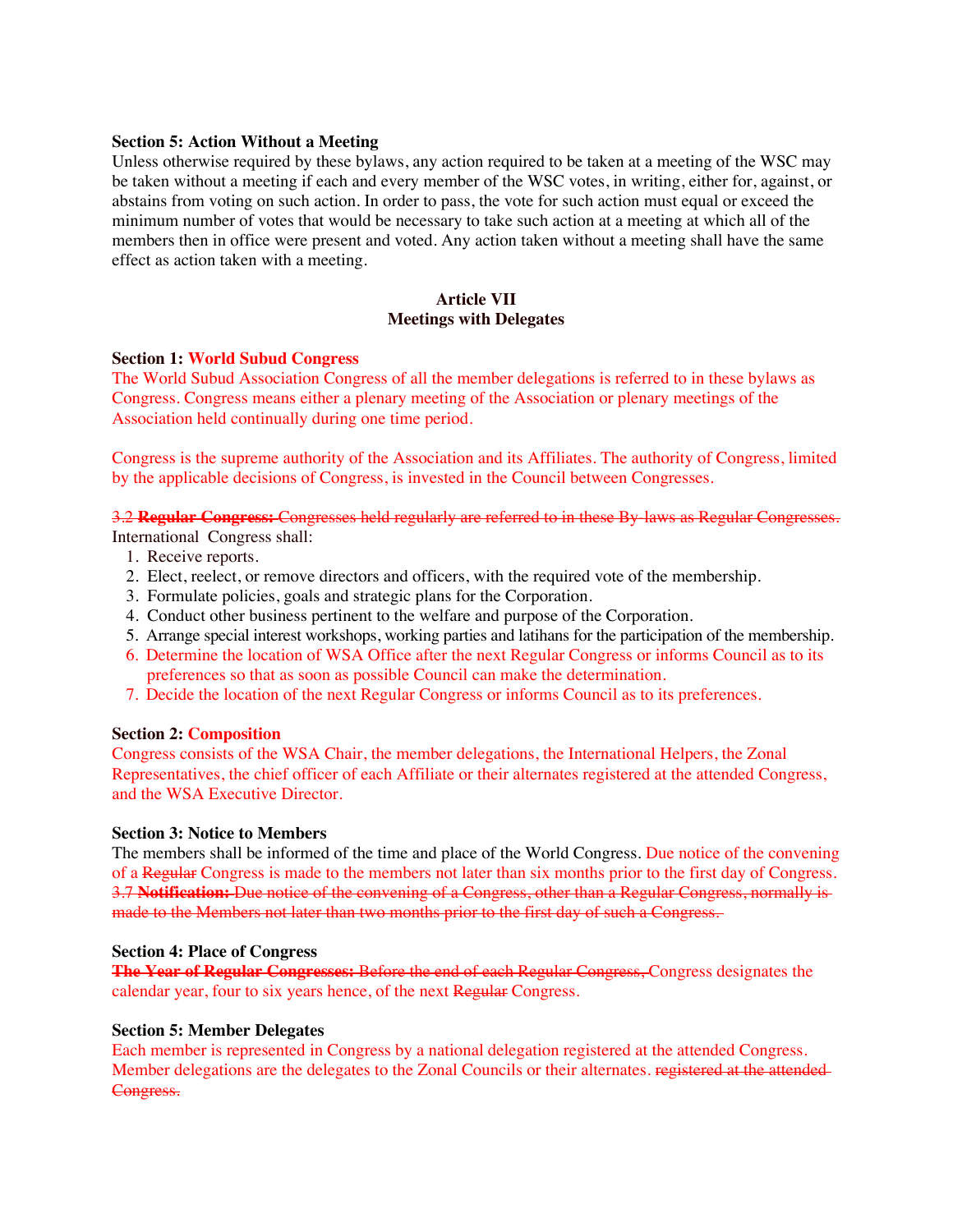**Section 5: Action Without a Meeting**

Unless otherwise required by these bylaws, any action required to be taken at a meeting of the WSC may be taken without a meeting if each and every member of the WSC votes, in writing, either for, against, or abstains from voting on such action. In order to pass, the vote for such action must equal or exceed the minimum number of votes that would be necessary to take such action at a meeting at which all of the members then in office were present and voted. Any action taken without a meeting shall have the same effect as action taken with a meeting.

## Article VII
## Meetings with Delegates

**Section 1: World Subud Congress**

The World Subud Association Congress of all the member delegations is referred to in these bylaws as Congress. Congress means either a plenary meeting of the Association or plenary meetings of the Association held continually during one time period.

Congress is the supreme authority of the Association and its Affiliates. The authority of Congress, limited by the applicable decisions of Congress, is invested in the Council between Congresses.

~~3.2 **Regular Congress:** Congresses held regularly are referred to in these By-laws as Regular Congresses.~~

International Congress shall:

1. Receive reports.
2. Elect, reelect, or remove directors and officers, with the required vote of the membership.
3. Formulate policies, goals and strategic plans for the Corporation.
4. Conduct other business pertinent to the welfare and purpose of the Corporation.
5. Arrange special interest workshops, working parties and latihans for the participation of the membership.
6. Determine the location of WSA Office after the next Regular Congress or informs Council as to its preferences so that as soon as possible Council can make the determination.
7. Decide the location of the next Regular Congress or informs Council as to its preferences.

**Section 2: Composition**

Congress consists of the WSA Chair, the member delegations, the International Helpers, the Zonal Representatives, the chief officer of each Affiliate or their alternates registered at the attended Congress, and the WSA Executive Director.

**Section 3: Notice to Members**

The members shall be informed of the time and place of the World Congress. Due notice of the convening of a ~~Regular~~ Congress is made to the members not later than six months prior to the first day of Congress. ~~3.7 **Notification:** Due notice of the convening of a Congress, other than a Regular Congress, normally is made to the Members not later than two months prior to the first day of such a Congress.~~

**Section 4: Place of Congress**

~~**The Year of Regular Congresses:** Before the end of each Regular Congress,~~ Congress designates the calendar year, four to six years hence, of the next ~~Regular~~ Congress.

**Section 5: Member Delegates**

Each member is represented in Congress by a national delegation registered at the attended Congress. Member delegations are the delegates to the Zonal Councils or their alternates. ~~registered at the attended Congress.~~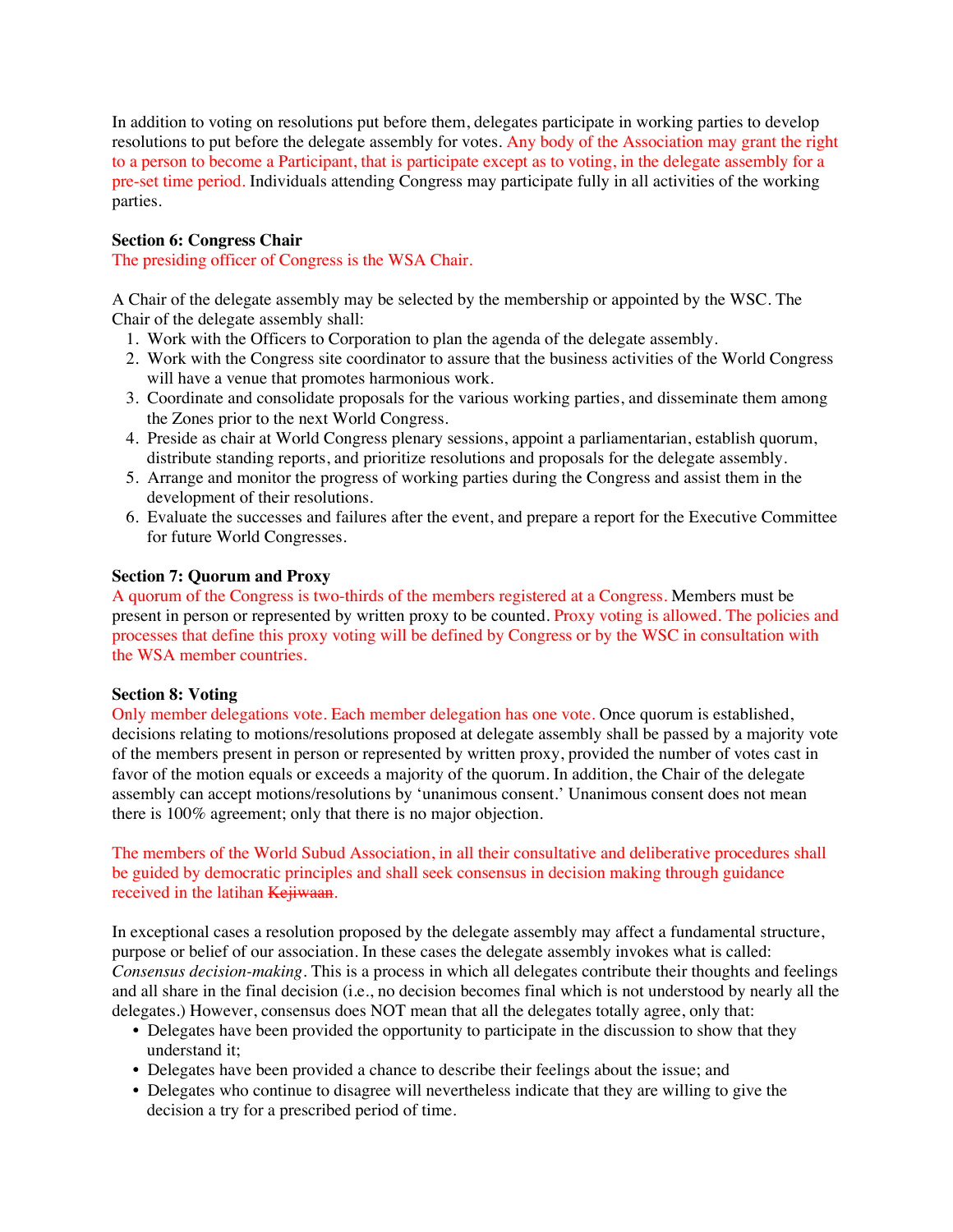In addition to voting on resolutions put before them, delegates participate in working parties to develop resolutions to put before the delegate assembly for votes. Any body of the Association may grant the right to a person to become a Participant, that is participate except as to voting, in the delegate assembly for a pre-set time period. Individuals attending Congress may participate fully in all activities of the working parties.

**Section 6: Congress Chair**

The presiding officer of Congress is the WSA Chair.

A Chair of the delegate assembly may be selected by the membership or appointed by the WSC. The Chair of the delegate assembly shall:

1. Work with the Officers to Corporation to plan the agenda of the delegate assembly.
2. Work with the Congress site coordinator to assure that the business activities of the World Congress will have a venue that promotes harmonious work.
3. Coordinate and consolidate proposals for the various working parties, and disseminate them among the Zones prior to the next World Congress.
4. Preside as chair at World Congress plenary sessions, appoint a parliamentarian, establish quorum, distribute standing reports, and prioritize resolutions and proposals for the delegate assembly.
5. Arrange and monitor the progress of working parties during the Congress and assist them in the development of their resolutions.
6. Evaluate the successes and failures after the event, and prepare a report for the Executive Committee for future World Congresses.

**Section 7: Quorum and Proxy**

A quorum of the Congress is two-thirds of the members registered at a Congress. Members must be present in person or represented by written proxy to be counted. Proxy voting is allowed. The policies and processes that define this proxy voting will be defined by Congress or by the WSC in consultation with the WSA member countries.

**Section 8: Voting**

Only member delegations vote. Each member delegation has one vote. Once quorum is established, decisions relating to motions/resolutions proposed at delegate assembly shall be passed by a majority vote of the members present in person or represented by written proxy, provided the number of votes cast in favor of the motion equals or exceeds a majority of the quorum. In addition, the Chair of the delegate assembly can accept motions/resolutions by 'unanimous consent.' Unanimous consent does not mean there is 100% agreement; only that there is no major objection.

The members of the World Subud Association, in all their consultative and deliberative procedures shall be guided by democratic principles and shall seek consensus in decision making through guidance received in the latihan ~~Kejiwaan~~.

In exceptional cases a resolution proposed by the delegate assembly may affect a fundamental structure, purpose or belief of our association. In these cases the delegate assembly invokes what is called: *Consensus decision-making*. This is a process in which all delegates contribute their thoughts and feelings and all share in the final decision (i.e., no decision becomes final which is not understood by nearly all the delegates.) However, consensus does NOT mean that all the delegates totally agree, only that:

- Delegates have been provided the opportunity to participate in the discussion to show that they understand it;
- Delegates have been provided a chance to describe their feelings about the issue; and
- Delegates who continue to disagree will nevertheless indicate that they are willing to give the decision a try for a prescribed period of time.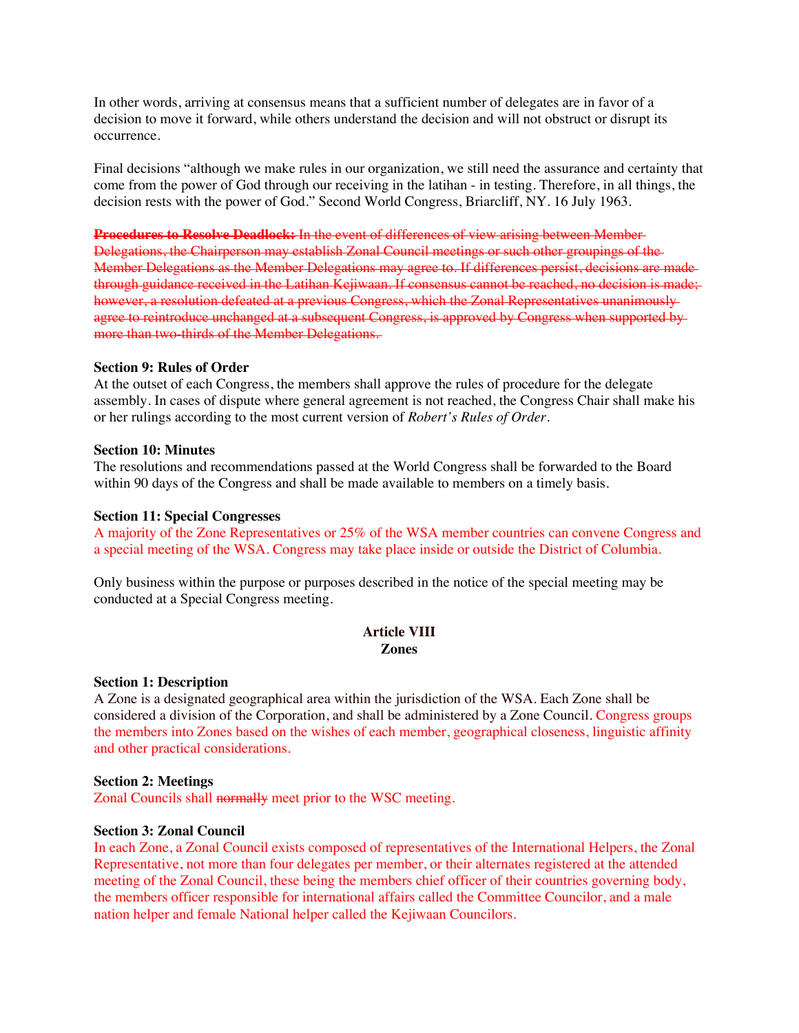In other words, arriving at consensus means that a sufficient number of delegates are in favor of a decision to move it forward, while others understand the decision and will not obstruct or disrupt its occurrence.

Final decisions "although we make rules in our organization, we still need the assurance and certainty that come from the power of God through our receiving in the latihan - in testing. Therefore, in all things, the decision rests with the power of God." Second World Congress, Briarcliff, NY. 16 July 1963.

~~**Procedures to Resolve Deadlock:** In the event of differences of view arising between Member Delegations, the Chairperson may establish Zonal Council meetings or such other groupings of the Member Delegations as the Member Delegations may agree to. If differences persist, decisions are made through guidance received in the Latihan Kejiwaan. If consensus cannot be reached, no decision is made; however, a resolution defeated at a previous Congress, which the Zonal Representatives unanimously agree to reintroduce unchanged at a subsequent Congress, is approved by Congress when supported by more than two-thirds of the Member Delegations.~~

**Section 9: Rules of Order**
At the outset of each Congress, the members shall approve the rules of procedure for the delegate assembly. In cases of dispute where general agreement is not reached, the Congress Chair shall make his or her rulings according to the most current version of *Robert's Rules of Order*.

**Section 10: Minutes**
The resolutions and recommendations passed at the World Congress shall be forwarded to the Board within 90 days of the Congress and shall be made available to members on a timely basis.

**Section 11: Special Congresses**
A majority of the Zone Representatives or 25% of the WSA member countries can convene Congress and a special meeting of the WSA. Congress may take place inside or outside the District of Columbia.

Only business within the purpose or purposes described in the notice of the special meeting may be conducted at a Special Congress meeting.

## Article VIII
## Zones

**Section 1: Description**
A Zone is a designated geographical area within the jurisdiction of the WSA. Each Zone shall be considered a division of the Corporation, and shall be administered by a Zone Council. Congress groups the members into Zones based on the wishes of each member, geographical closeness, linguistic affinity and other practical considerations.

**Section 2: Meetings**
Zonal Councils shall ~~normally~~ meet prior to the WSC meeting.

**Section 3: Zonal Council**
In each Zone, a Zonal Council exists composed of representatives of the International Helpers, the Zonal Representative, not more than four delegates per member, or their alternates registered at the attended meeting of the Zonal Council, these being the members chief officer of their countries governing body, the members officer responsible for international affairs called the Committee Councilor, and a male nation helper and female National helper called the Kejiwaan Councilors.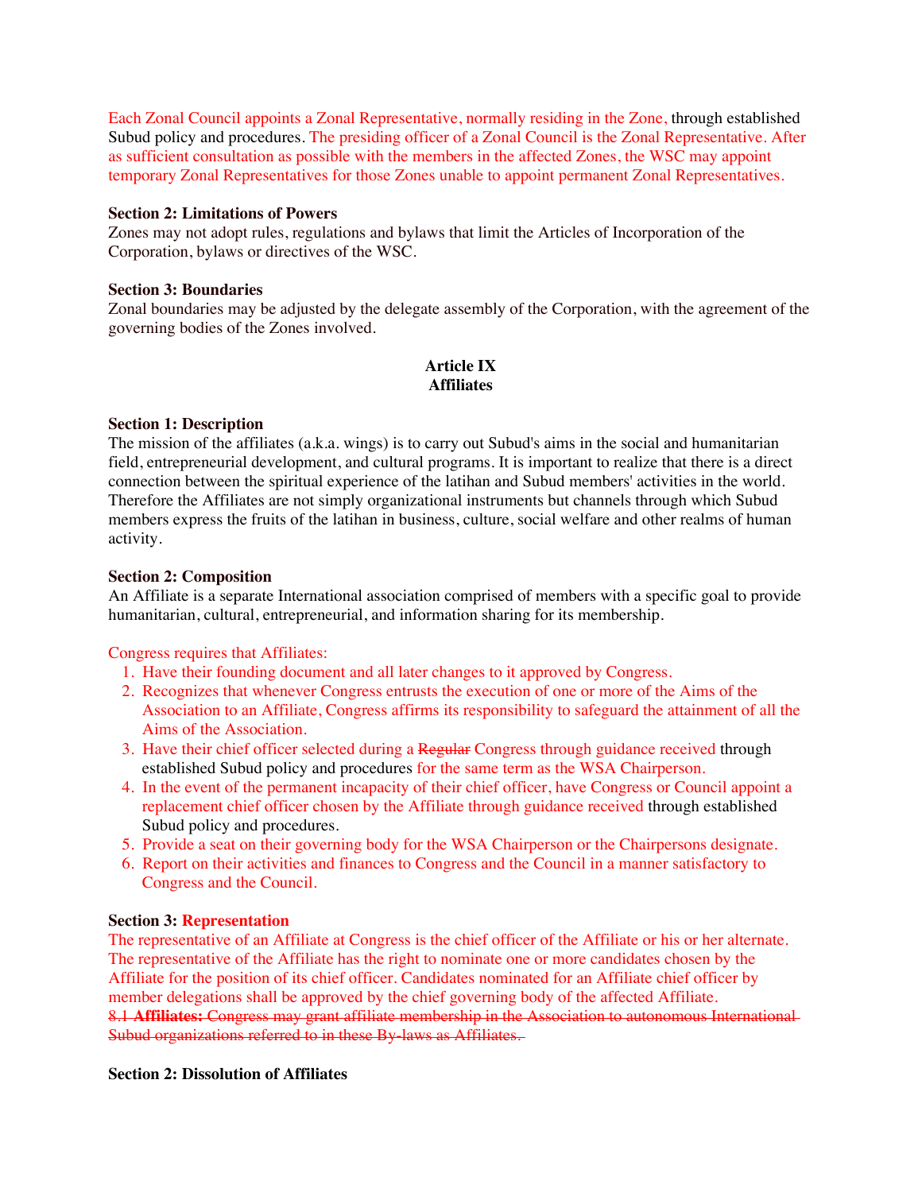Each Zonal Council appoints a Zonal Representative, normally residing in the Zone, through established Subud policy and procedures. The presiding officer of a Zonal Council is the Zonal Representative. After as sufficient consultation as possible with the members in the affected Zones, the WSC may appoint temporary Zonal Representatives for those Zones unable to appoint permanent Zonal Representatives.

**Section 2: Limitations of Powers**
Zones may not adopt rules, regulations and bylaws that limit the Articles of Incorporation of the Corporation, bylaws or directives of the WSC.

**Section 3: Boundaries**
Zonal boundaries may be adjusted by the delegate assembly of the Corporation, with the agreement of the governing bodies of the Zones involved.

## Article IX
## Affiliates

**Section 1: Description**
The mission of the affiliates (a.k.a. wings) is to carry out Subud's aims in the social and humanitarian field, entrepreneurial development, and cultural programs. It is important to realize that there is a direct connection between the spiritual experience of the latihan and Subud members' activities in the world. Therefore the Affiliates are not simply organizational instruments but channels through which Subud members express the fruits of the latihan in business, culture, social welfare and other realms of human activity.

**Section 2: Composition**
An Affiliate is a separate International association comprised of members with a specific goal to provide humanitarian, cultural, entrepreneurial, and information sharing for its membership.

Congress requires that Affiliates:

1. Have their founding document and all later changes to it approved by Congress.
2. Recognizes that whenever Congress entrusts the execution of one or more of the Aims of the Association to an Affiliate, Congress affirms its responsibility to safeguard the attainment of all the Aims of the Association.
3. Have their chief officer selected during a ~~Regular~~ Congress through guidance received through established Subud policy and procedures for the same term as the WSA Chairperson.
4. In the event of the permanent incapacity of their chief officer, have Congress or Council appoint a replacement chief officer chosen by the Affiliate through guidance received through established Subud policy and procedures.
5. Provide a seat on their governing body for the WSA Chairperson or the Chairpersons designate.
6. Report on their activities and finances to Congress and the Council in a manner satisfactory to Congress and the Council.

**Section 3: Representation**
The representative of an Affiliate at Congress is the chief officer of the Affiliate or his or her alternate. The representative of the Affiliate has the right to nominate one or more candidates chosen by the Affiliate for the position of its chief officer. Candidates nominated for an Affiliate chief officer by member delegations shall be approved by the chief governing body of the affected Affiliate.
~~8.1 **Affiliates:** Congress may grant affiliate membership in the Association to autonomous International Subud organizations referred to in these By-laws as Affiliates.~~

**Section 2: Dissolution of Affiliates**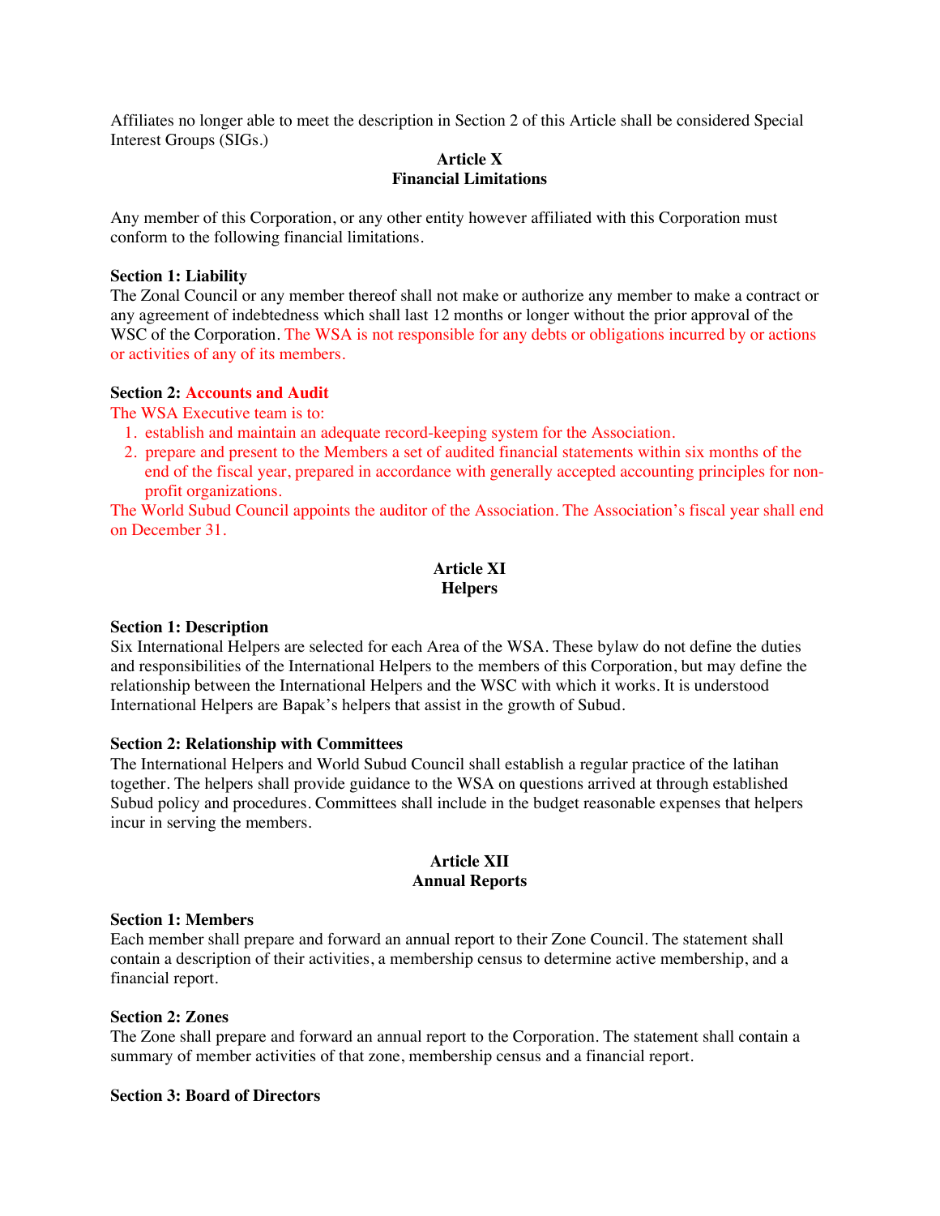Affiliates no longer able to meet the description in Section 2 of this Article shall be considered Special Interest Groups (SIGs.)

## Article X
## Financial Limitations

Any member of this Corporation, or any other entity however affiliated with this Corporation must conform to the following financial limitations.

**Section 1: Liability**

The Zonal Council or any member thereof shall not make or authorize any member to make a contract or any agreement of indebtedness which shall last 12 months or longer without the prior approval of the WSC of the Corporation. The WSA is not responsible for any debts or obligations incurred by or actions or activities of any of its members.

**Section 2: Accounts and Audit**

The WSA Executive team is to:

1. establish and maintain an adequate record-keeping system for the Association.
2. prepare and present to the Members a set of audited financial statements within six months of the end of the fiscal year, prepared in accordance with generally accepted accounting principles for non-profit organizations.

The World Subud Council appoints the auditor of the Association. The Association's fiscal year shall end on December 31.

## Article XI
## Helpers

**Section 1: Description**

Six International Helpers are selected for each Area of the WSA. These bylaw do not define the duties and responsibilities of the International Helpers to the members of this Corporation, but may define the relationship between the International Helpers and the WSC with which it works. It is understood International Helpers are Bapak's helpers that assist in the growth of Subud.

**Section 2: Relationship with Committees**

The International Helpers and World Subud Council shall establish a regular practice of the latihan together. The helpers shall provide guidance to the WSA on questions arrived at through established Subud policy and procedures. Committees shall include in the budget reasonable expenses that helpers incur in serving the members.

## Article XII
## Annual Reports

**Section 1: Members**

Each member shall prepare and forward an annual report to their Zone Council. The statement shall contain a description of their activities, a membership census to determine active membership, and a financial report.

**Section 2: Zones**

The Zone shall prepare and forward an annual report to the Corporation. The statement shall contain a summary of member activities of that zone, membership census and a financial report.

**Section 3: Board of Directors**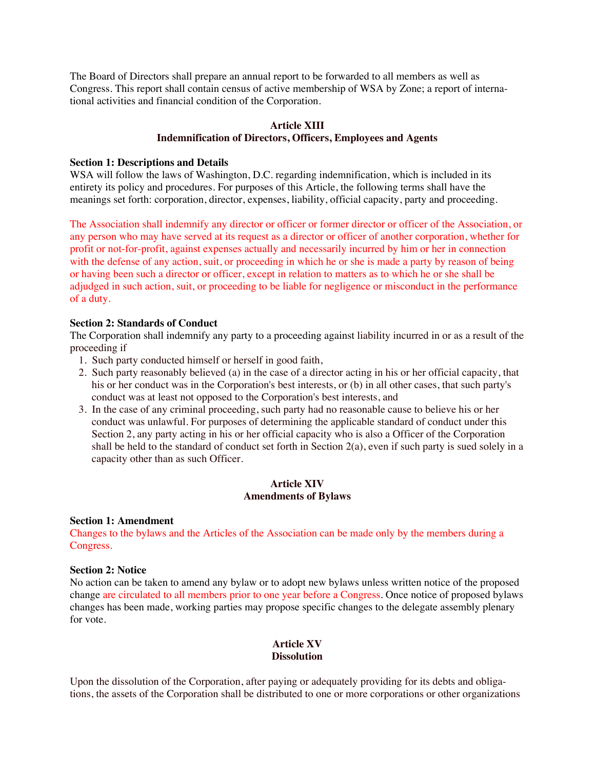The Board of Directors shall prepare an annual report to be forwarded to all members as well as Congress. This report shall contain census of active membership of WSA by Zone; a report of international activities and financial condition of the Corporation.

## Article XIII
## Indemnification of Directors, Officers, Employees and Agents

**Section 1: Descriptions and Details**
WSA will follow the laws of Washington, D.C. regarding indemnification, which is included in its entirety its policy and procedures. For purposes of this Article, the following terms shall have the meanings set forth: corporation, director, expenses, liability, official capacity, party and proceeding.

The Association shall indemnify any director or officer or former director or officer of the Association, or any person who may have served at its request as a director or officer of another corporation, whether for profit or not-for-profit, against expenses actually and necessarily incurred by him or her in connection with the defense of any action, suit, or proceeding in which he or she is made a party by reason of being or having been such a director or officer, except in relation to matters as to which he or she shall be adjudged in such action, suit, or proceeding to be liable for negligence or misconduct in the performance of a duty.

**Section 2: Standards of Conduct**
The Corporation shall indemnify any party to a proceeding against liability incurred in or as a result of the proceeding if

1. Such party conducted himself or herself in good faith,
2. Such party reasonably believed (a) in the case of a director acting in his or her official capacity, that his or her conduct was in the Corporation's best interests, or (b) in all other cases, that such party's conduct was at least not opposed to the Corporation's best interests, and
3. In the case of any criminal proceeding, such party had no reasonable cause to believe his or her conduct was unlawful. For purposes of determining the applicable standard of conduct under this Section 2, any party acting in his or her official capacity who is also a Officer of the Corporation shall be held to the standard of conduct set forth in Section 2(a), even if such party is sued solely in a capacity other than as such Officer.

## Article XIV
## Amendments of Bylaws

**Section 1: Amendment**
Changes to the bylaws and the Articles of the Association can be made only by the members during a Congress.

**Section 2: Notice**
No action can be taken to amend any bylaw or to adopt new bylaws unless written notice of the proposed change are circulated to all members prior to one year before a Congress. Once notice of proposed bylaws changes has been made, working parties may propose specific changes to the delegate assembly plenary for vote.

## Article XV
## Dissolution

Upon the dissolution of the Corporation, after paying or adequately providing for its debts and obligations, the assets of the Corporation shall be distributed to one or more corporations or other organizations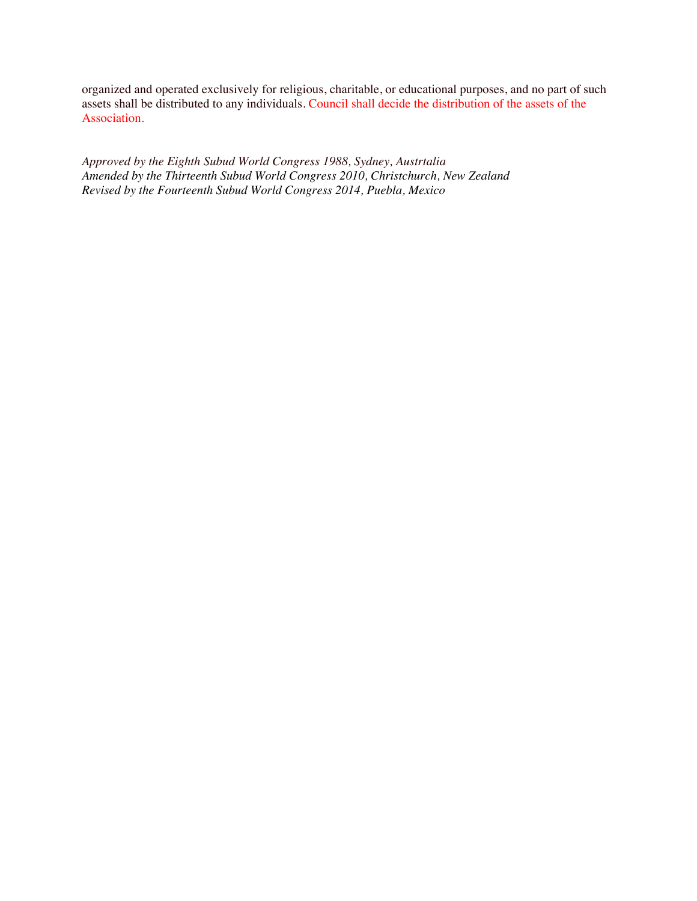organized and operated exclusively for religious, charitable, or educational purposes, and no part of such assets shall be distributed to any individuals. Council shall decide the distribution of the assets of the Association.

*Approved by the Eighth Subud World Congress 1988, Sydney, Austrtalia*
*Amended by the Thirteenth Subud World Congress 2010, Christchurch, New Zealand*
*Revised by the Fourteenth Subud World Congress 2014, Puebla, Mexico*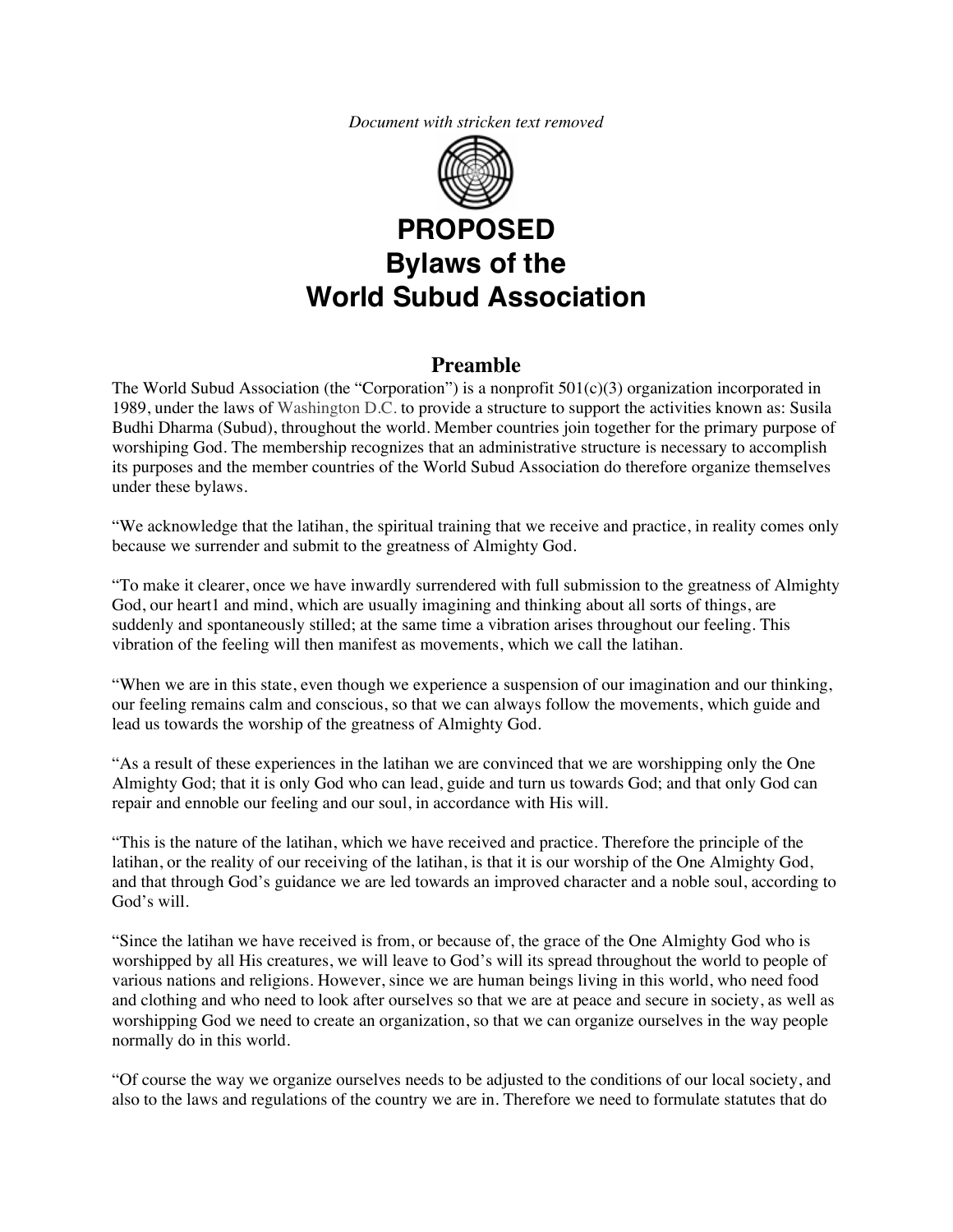*Document with stricken text removed*

# PROPOSED Bylaws of the World Subud Association

## Preamble

The World Subud Association (the "Corporation") is a nonprofit 501(c)(3) organization incorporated in 1989, under the laws of Washington D.C. to provide a structure to support the activities known as: Susila Budhi Dharma (Subud), throughout the world. Member countries join together for the primary purpose of worshiping God. The membership recognizes that an administrative structure is necessary to accomplish its purposes and the member countries of the World Subud Association do therefore organize themselves under these bylaws.

"We acknowledge that the latihan, the spiritual training that we receive and practice, in reality comes only because we surrender and submit to the greatness of Almighty God.

"To make it clearer, once we have inwardly surrendered with full submission to the greatness of Almighty God, our heart[1] and mind, which are usually imagining and thinking about all sorts of things, are suddenly and spontaneously stilled; at the same time a vibration arises throughout our feeling. This vibration of the feeling will then manifest as movements, which we call the latihan.

"When we are in this state, even though we experience a suspension of our imagination and our thinking, our feeling remains calm and conscious, so that we can always follow the movements, which guide and lead us towards the worship of the greatness of Almighty God.

"As a result of these experiences in the latihan we are convinced that we are worshipping only the One Almighty God; that it is only God who can lead, guide and turn us towards God; and that only God can repair and ennoble our feeling and our soul, in accordance with His will.

"This is the nature of the latihan, which we have received and practice. Therefore the principle of the latihan, or the reality of our receiving of the latihan, is that it is our worship of the One Almighty God, and that through God's guidance we are led towards an improved character and a noble soul, according to God's will.

"Since the latihan we have received is from, or because of, the grace of the One Almighty God who is worshipped by all His creatures, we will leave to God's will its spread throughout the world to people of various nations and religions. However, since we are human beings living in this world, who need food and clothing and who need to look after ourselves so that we are at peace and secure in society, as well as worshipping God we need to create an organization, so that we can organize ourselves in the way people normally do in this world.

"Of course the way we organize ourselves needs to be adjusted to the conditions of our local society, and also to the laws and regulations of the country we are in. Therefore we need to formulate statutes that do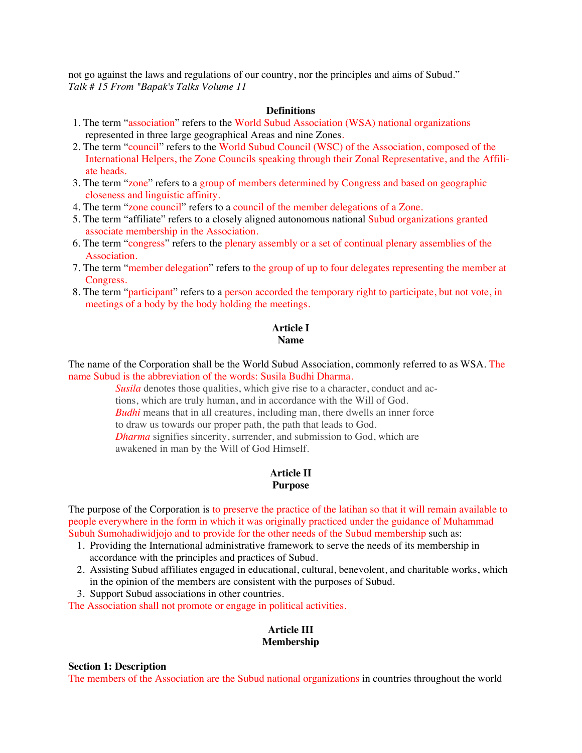not go against the laws and regulations of our country, nor the principles and aims of Subud."
*Talk # 15 From "Bapak's Talks Volume 11*

**Definitions**

1. The term "association" refers to the World Subud Association (WSA) national organizations represented in three large geographical Areas and nine Zones.
2. The term "council" refers to the World Subud Council (WSC) of the Association, composed of the International Helpers, the Zone Councils speaking through their Zonal Representative, and the Affiliate heads.
3. The term "zone" refers to a group of members determined by Congress and based on geographic closeness and linguistic affinity.
4. The term "zone council" refers to a council of the member delegations of a Zone.
5. The term "affiliate" refers to a closely aligned autonomous national Subud organizations granted associate membership in the Association.
6. The term "congress" refers to the plenary assembly or a set of continual plenary assemblies of the Association.
7. The term "member delegation" refers to the group of up to four delegates representing the member at Congress.
8. The term "participant" refers to a person accorded the temporary right to participate, but not vote, in meetings of a body by the body holding the meetings.

## Article I
## Name

The name of the Corporation shall be the World Subud Association, commonly referred to as WSA. The name Subud is the abbreviation of the words: Susila Budhi Dharma.

> *Susila* denotes those qualities, which give rise to a character, conduct and actions, which are truly human, and in accordance with the Will of God.
> *Budhi* means that in all creatures, including man, there dwells an inner force to draw us towards our proper path, the path that leads to God.
> *Dharma* signifies sincerity, surrender, and submission to God, which are awakened in man by the Will of God Himself.

## Article II
## Purpose

The purpose of the Corporation is to preserve the practice of the latihan so that it will remain available to people everywhere in the form in which it was originally practiced under the guidance of Muhammad Subuh Sumohadiwidjojo and to provide for the other needs of the Subud membership such as:

1. Providing the International administrative framework to serve the needs of its membership in accordance with the principles and practices of Subud.
2. Assisting Subud affiliates engaged in educational, cultural, benevolent, and charitable works, which in the opinion of the members are consistent with the purposes of Subud.
3. Support Subud associations in other countries.

The Association shall not promote or engage in political activities.

## Article III
## Membership

**Section 1: Description**

The members of the Association are the Subud national organizations in countries throughout the world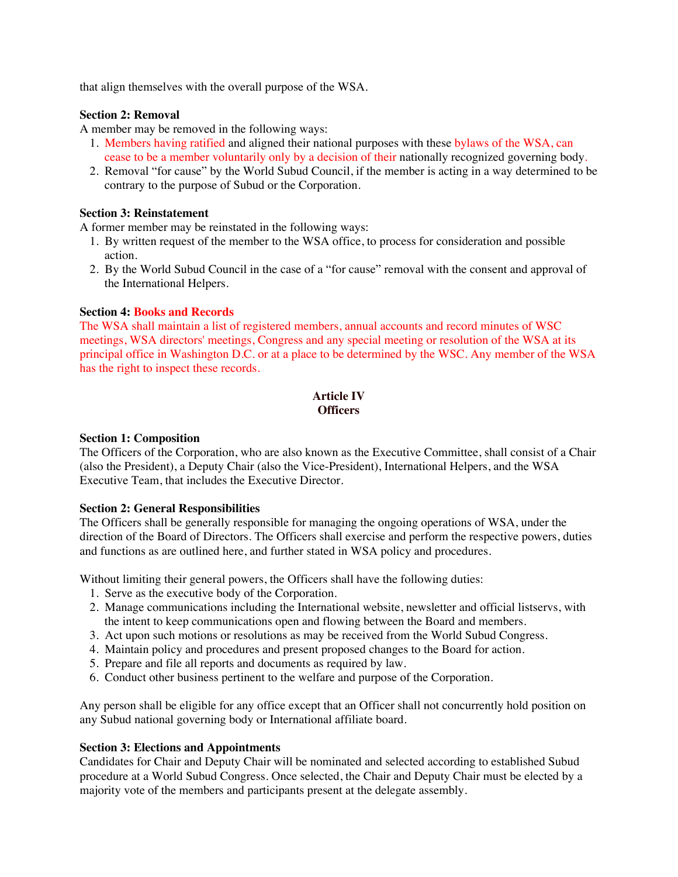that align themselves with the overall purpose of the WSA.

**Section 2: Removal**
A member may be removed in the following ways:
1. Members having ratified and aligned their national purposes with these bylaws of the WSA, can cease to be a member voluntarily only by a decision of their nationally recognized governing body.
2. Removal "for cause" by the World Subud Council, if the member is acting in a way determined to be contrary to the purpose of Subud or the Corporation.

**Section 3: Reinstatement**
A former member may be reinstated in the following ways:
1. By written request of the member to the WSA office, to process for consideration and possible action.
2. By the World Subud Council in the case of a "for cause" removal with the consent and approval of the International Helpers.

**Section 4: Books and Records**
The WSA shall maintain a list of registered members, annual accounts and record minutes of WSC meetings, WSA directors' meetings, Congress and any special meeting or resolution of the WSA at its principal office in Washington D.C. or at a place to be determined by the WSC. Any member of the WSA has the right to inspect these records.

## Article IV
## Officers

**Section 1: Composition**
The Officers of the Corporation, who are also known as the Executive Committee, shall consist of a Chair (also the President), a Deputy Chair (also the Vice-President), International Helpers, and the WSA Executive Team, that includes the Executive Director.

**Section 2: General Responsibilities**
The Officers shall be generally responsible for managing the ongoing operations of WSA, under the direction of the Board of Directors. The Officers shall exercise and perform the respective powers, duties and functions as are outlined here, and further stated in WSA policy and procedures.

Without limiting their general powers, the Officers shall have the following duties:
1. Serve as the executive body of the Corporation.
2. Manage communications including the International website, newsletter and official listservs, with the intent to keep communications open and flowing between the Board and members.
3. Act upon such motions or resolutions as may be received from the World Subud Congress.
4. Maintain policy and procedures and present proposed changes to the Board for action.
5. Prepare and file all reports and documents as required by law.
6. Conduct other business pertinent to the welfare and purpose of the Corporation.

Any person shall be eligible for any office except that an Officer shall not concurrently hold position on any Subud national governing body or International affiliate board.

**Section 3: Elections and Appointments**
Candidates for Chair and Deputy Chair will be nominated and selected according to established Subud procedure at a World Subud Congress. Once selected, the Chair and Deputy Chair must be elected by a majority vote of the members and participants present at the delegate assembly.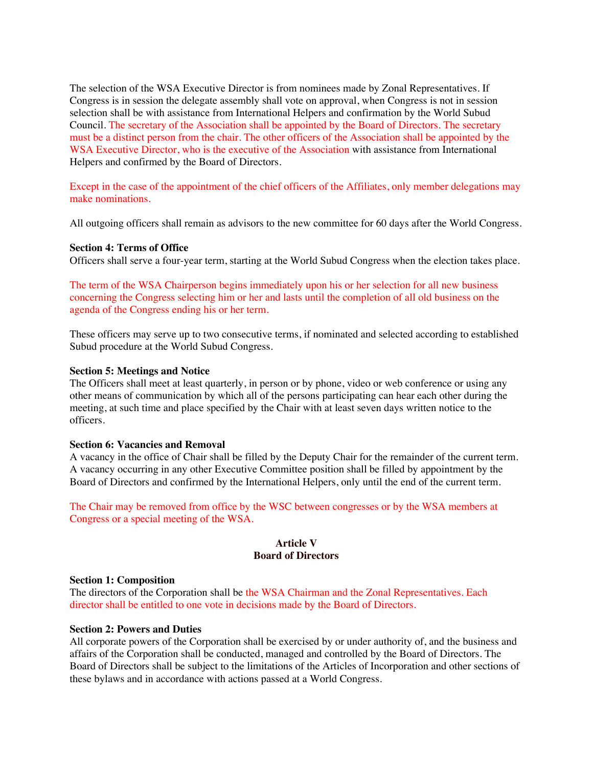The selection of the WSA Executive Director is from nominees made by Zonal Representatives. If Congress is in session the delegate assembly shall vote on approval, when Congress is not in session selection shall be with assistance from International Helpers and confirmation by the World Subud Council. The secretary of the Association shall be appointed by the Board of Directors. The secretary must be a distinct person from the chair. The other officers of the Association shall be appointed by the WSA Executive Director, who is the executive of the Association with assistance from International Helpers and confirmed by the Board of Directors.

Except in the case of the appointment of the chief officers of the Affiliates, only member delegations may make nominations.

All outgoing officers shall remain as advisors to the new committee for 60 days after the World Congress.

**Section 4: Terms of Office**
Officers shall serve a four-year term, starting at the World Subud Congress when the election takes place.

The term of the WSA Chairperson begins immediately upon his or her selection for all new business concerning the Congress selecting him or her and lasts until the completion of all old business on the agenda of the Congress ending his or her term.

These officers may serve up to two consecutive terms, if nominated and selected according to established Subud procedure at the World Subud Congress.

**Section 5: Meetings and Notice**
The Officers shall meet at least quarterly, in person or by phone, video or web conference or using any other means of communication by which all of the persons participating can hear each other during the meeting, at such time and place specified by the Chair with at least seven days written notice to the officers.

**Section 6: Vacancies and Removal**
A vacancy in the office of Chair shall be filled by the Deputy Chair for the remainder of the current term. A vacancy occurring in any other Executive Committee position shall be filled by appointment by the Board of Directors and confirmed by the International Helpers, only until the end of the current term.

The Chair may be removed from office by the WSC between congresses or by the WSA members at Congress or a special meeting of the WSA.

## Article V
## Board of Directors

**Section 1: Composition**
The directors of the Corporation shall be the WSA Chairman and the Zonal Representatives. Each director shall be entitled to one vote in decisions made by the Board of Directors.

**Section 2: Powers and Duties**
All corporate powers of the Corporation shall be exercised by or under authority of, and the business and affairs of the Corporation shall be conducted, managed and controlled by the Board of Directors. The Board of Directors shall be subject to the limitations of the Articles of Incorporation and other sections of these bylaws and in accordance with actions passed at a World Congress.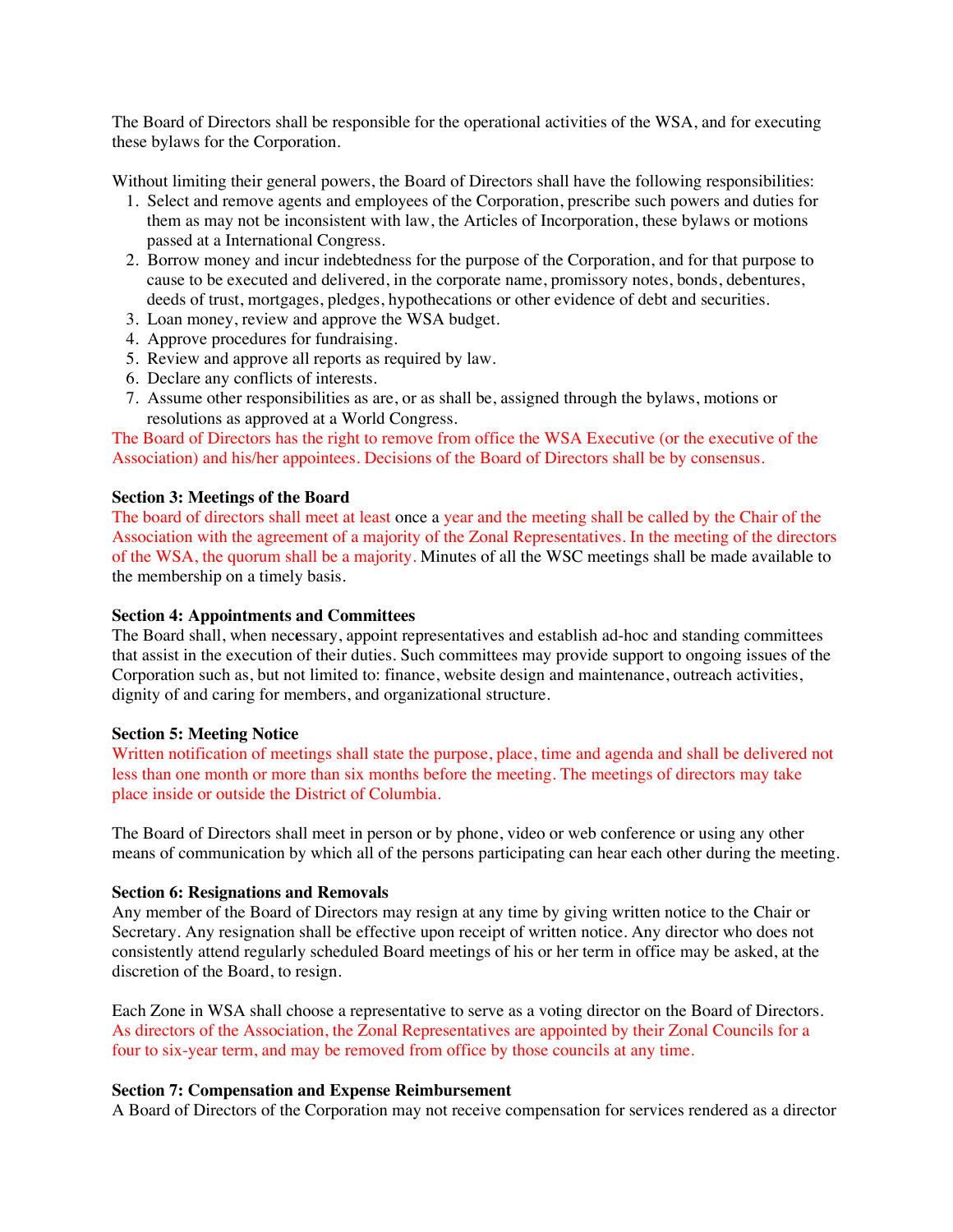The Board of Directors shall be responsible for the operational activities of the WSA, and for executing these bylaws for the Corporation.

Without limiting their general powers, the Board of Directors shall have the following responsibilities:

1. Select and remove agents and employees of the Corporation, prescribe such powers and duties for them as may not be inconsistent with law, the Articles of Incorporation, these bylaws or motions passed at a International Congress.
2. Borrow money and incur indebtedness for the purpose of the Corporation, and for that purpose to cause to be executed and delivered, in the corporate name, promissory notes, bonds, debentures, deeds of trust, mortgages, pledges, hypothecations or other evidence of debt and securities.
3. Loan money, review and approve the WSA budget.
4. Approve procedures for fundraising.
5. Review and approve all reports as required by law.
6. Declare any conflicts of interests.
7. Assume other responsibilities as are, or as shall be, assigned through the bylaws, motions or resolutions as approved at a World Congress.

The Board of Directors has the right to remove from office the WSA Executive (or the executive of the Association) and his/her appointees. Decisions of the Board of Directors shall be by consensus.

**Section 3: Meetings of the Board**
The board of directors shall meet at least once a year and the meeting shall be called by the Chair of the Association with the agreement of a majority of the Zonal Representatives. In the meeting of the directors of the WSA, the quorum shall be a majority. Minutes of all the WSC meetings shall be made available to the membership on a timely basis.

**Section 4: Appointments and Committees**
The Board shall, when necessary, appoint representatives and establish ad-hoc and standing committees that assist in the execution of their duties. Such committees may provide support to ongoing issues of the Corporation such as, but not limited to: finance, website design and maintenance, outreach activities, dignity of and caring for members, and organizational structure.

**Section 5: Meeting Notice**
Written notification of meetings shall state the purpose, place, time and agenda and shall be delivered not less than one month or more than six months before the meeting. The meetings of directors may take place inside or outside the District of Columbia.

The Board of Directors shall meet in person or by phone, video or web conference or using any other means of communication by which all of the persons participating can hear each other during the meeting.

**Section 6: Resignations and Removals**
Any member of the Board of Directors may resign at any time by giving written notice to the Chair or Secretary. Any resignation shall be effective upon receipt of written notice. Any director who does not consistently attend regularly scheduled Board meetings of his or her term in office may be asked, at the discretion of the Board, to resign.

Each Zone in WSA shall choose a representative to serve as a voting director on the Board of Directors. As directors of the Association, the Zonal Representatives are appointed by their Zonal Councils for a four to six-year term, and may be removed from office by those councils at any time.

**Section 7: Compensation and Expense Reimbursement**
A Board of Directors of the Corporation may not receive compensation for services rendered as a director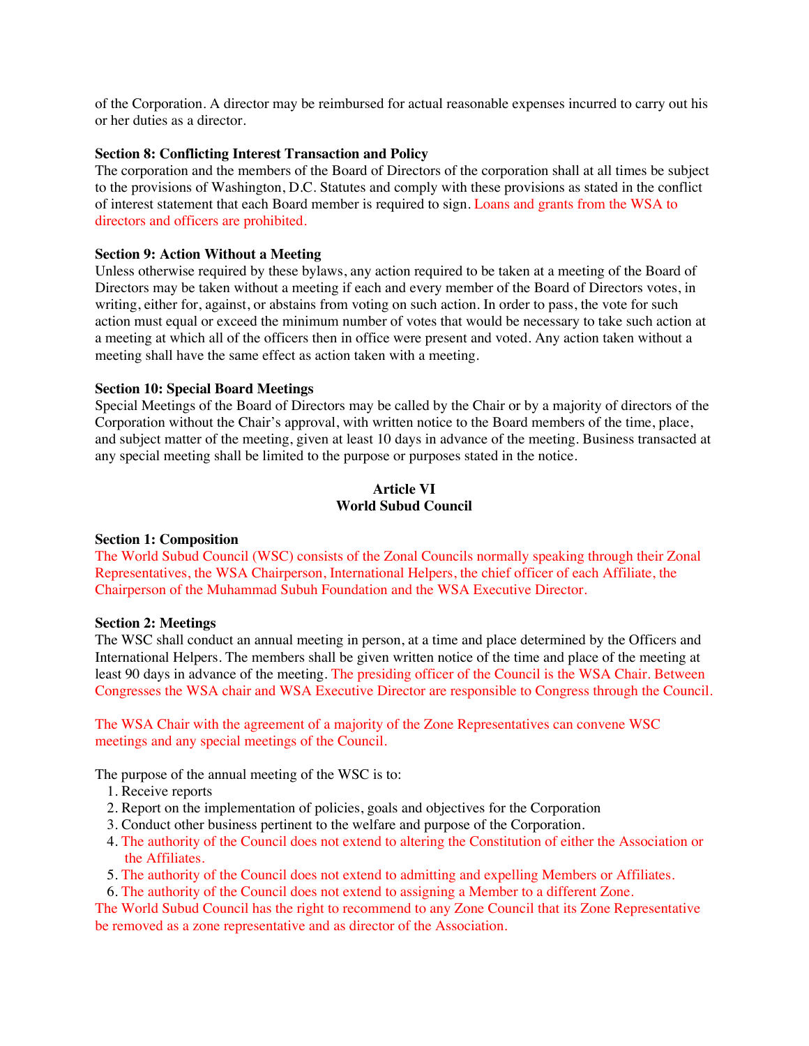of the Corporation. A director may be reimbursed for actual reasonable expenses incurred to carry out his or her duties as a director.

**Section 8: Conflicting Interest Transaction and Policy**
The corporation and the members of the Board of Directors of the corporation shall at all times be subject to the provisions of Washington, D.C. Statutes and comply with these provisions as stated in the conflict of interest statement that each Board member is required to sign. Loans and grants from the WSA to directors and officers are prohibited.

**Section 9: Action Without a Meeting**
Unless otherwise required by these bylaws, any action required to be taken at a meeting of the Board of Directors may be taken without a meeting if each and every member of the Board of Directors votes, in writing, either for, against, or abstains from voting on such action. In order to pass, the vote for such action must equal or exceed the minimum number of votes that would be necessary to take such action at a meeting at which all of the officers then in office were present and voted. Any action taken without a meeting shall have the same effect as action taken with a meeting.

**Section 10: Special Board Meetings**
Special Meetings of the Board of Directors may be called by the Chair or by a majority of directors of the Corporation without the Chair's approval, with written notice to the Board members of the time, place, and subject matter of the meeting, given at least 10 days in advance of the meeting. Business transacted at any special meeting shall be limited to the purpose or purposes stated in the notice.

## Article VI
## World Subud Council

**Section 1: Composition**
The World Subud Council (WSC) consists of the Zonal Councils normally speaking through their Zonal Representatives, the WSA Chairperson, International Helpers, the chief officer of each Affiliate, the Chairperson of the Muhammad Subuh Foundation and the WSA Executive Director.

**Section 2: Meetings**
The WSC shall conduct an annual meeting in person, at a time and place determined by the Officers and International Helpers. The members shall be given written notice of the time and place of the meeting at least 90 days in advance of the meeting. The presiding officer of the Council is the WSA Chair. Between Congresses the WSA chair and WSA Executive Director are responsible to Congress through the Council.

The WSA Chair with the agreement of a majority of the Zone Representatives can convene WSC meetings and any special meetings of the Council.

The purpose of the annual meeting of the WSC is to:

1. Receive reports
2. Report on the implementation of policies, goals and objectives for the Corporation
3. Conduct other business pertinent to the welfare and purpose of the Corporation.
4. The authority of the Council does not extend to altering the Constitution of either the Association or the Affiliates.
5. The authority of the Council does not extend to admitting and expelling Members or Affiliates.
6. The authority of the Council does not extend to assigning a Member to a different Zone.

The World Subud Council has the right to recommend to any Zone Council that its Zone Representative be removed as a zone representative and as director of the Association.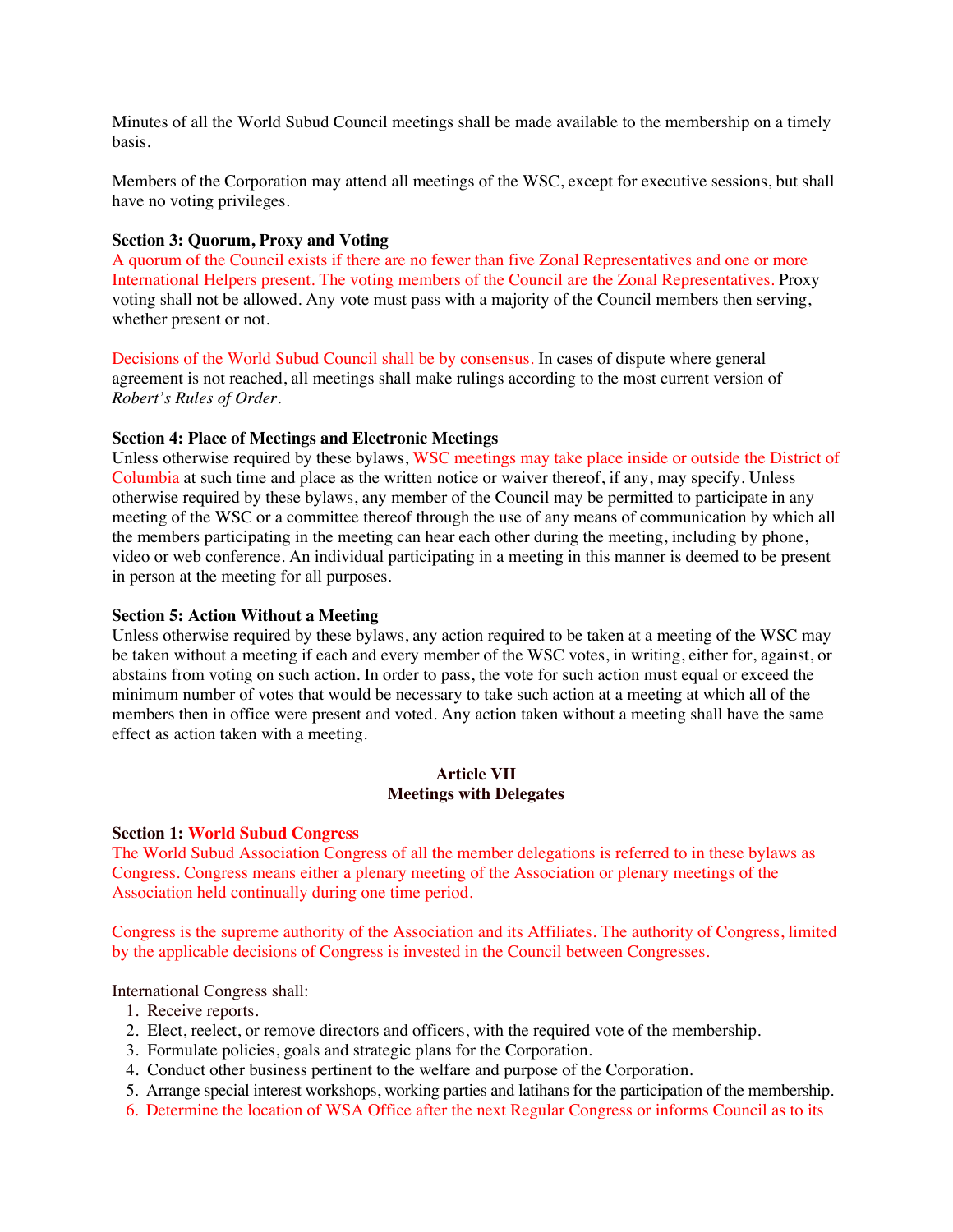Minutes of all the World Subud Council meetings shall be made available to the membership on a timely basis.

Members of the Corporation may attend all meetings of the WSC, except for executive sessions, but shall have no voting privileges.

**Section 3: Quorum, Proxy and Voting**
A quorum of the Council exists if there are no fewer than five Zonal Representatives and one or more International Helpers present. The voting members of the Council are the Zonal Representatives. Proxy voting shall not be allowed. Any vote must pass with a majority of the Council members then serving, whether present or not.

Decisions of the World Subud Council shall be by consensus. In cases of dispute where general agreement is not reached, all meetings shall make rulings according to the most current version of *Robert's Rules of Order*.

**Section 4: Place of Meetings and Electronic Meetings**
Unless otherwise required by these bylaws, WSC meetings may take place inside or outside the District of Columbia at such time and place as the written notice or waiver thereof, if any, may specify. Unless otherwise required by these bylaws, any member of the Council may be permitted to participate in any meeting of the WSC or a committee thereof through the use of any means of communication by which all the members participating in the meeting can hear each other during the meeting, including by phone, video or web conference. An individual participating in a meeting in this manner is deemed to be present in person at the meeting for all purposes.

**Section 5: Action Without a Meeting**
Unless otherwise required by these bylaws, any action required to be taken at a meeting of the WSC may be taken without a meeting if each and every member of the WSC votes, in writing, either for, against, or abstains from voting on such action. In order to pass, the vote for such action must equal or exceed the minimum number of votes that would be necessary to take such action at a meeting at which all of the members then in office were present and voted. Any action taken without a meeting shall have the same effect as action taken with a meeting.

## Article VII
## Meetings with Delegates

**Section 1: World Subud Congress**
The World Subud Association Congress of all the member delegations is referred to in these bylaws as Congress. Congress means either a plenary meeting of the Association or plenary meetings of the Association held continually during one time period.

Congress is the supreme authority of the Association and its Affiliates. The authority of Congress, limited by the applicable decisions of Congress is invested in the Council between Congresses.

International Congress shall:

1. Receive reports.
2. Elect, reelect, or remove directors and officers, with the required vote of the membership.
3. Formulate policies, goals and strategic plans for the Corporation.
4. Conduct other business pertinent to the welfare and purpose of the Corporation.
5. Arrange special interest workshops, working parties and latihans for the participation of the membership.
6. Determine the location of WSA Office after the next Regular Congress or informs Council as to its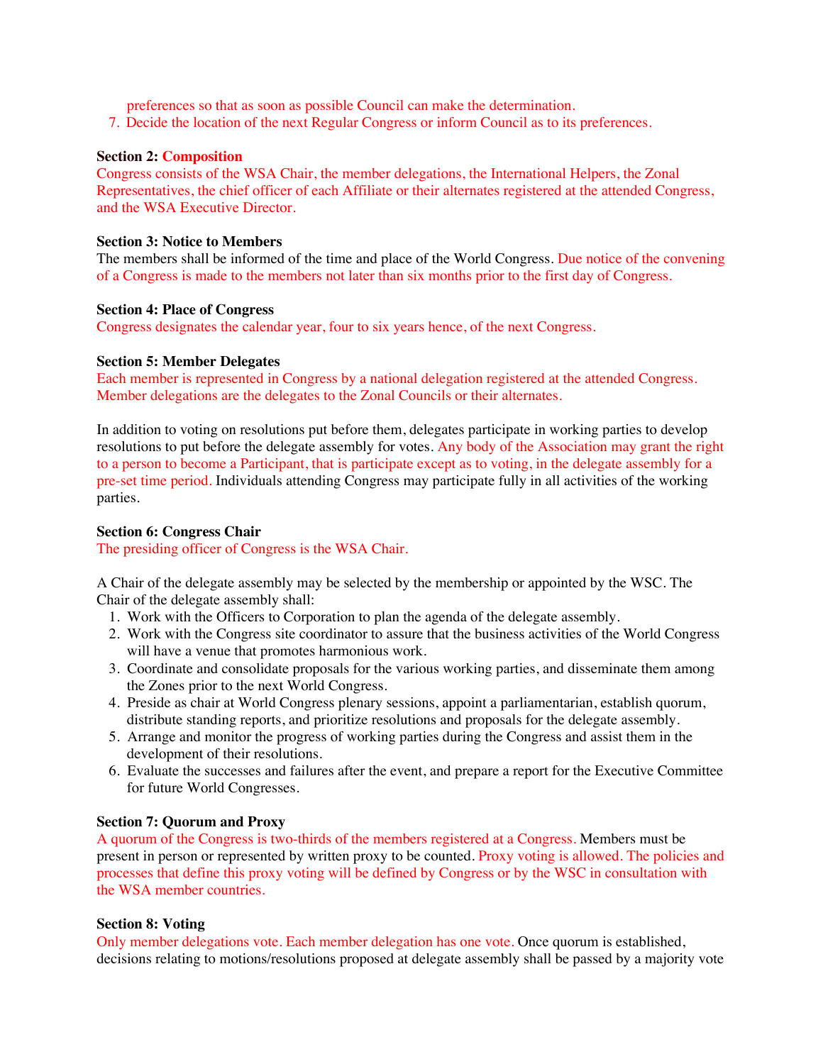preferences so that as soon as possible Council can make the determination.

7. Decide the location of the next Regular Congress or inform Council as to its preferences.

**Section 2: Composition**

Congress consists of the WSA Chair, the member delegations, the International Helpers, the Zonal Representatives, the chief officer of each Affiliate or their alternates registered at the attended Congress, and the WSA Executive Director.

**Section 3: Notice to Members**

The members shall be informed of the time and place of the World Congress. Due notice of the convening of a Congress is made to the members not later than six months prior to the first day of Congress.

**Section 4: Place of Congress**

Congress designates the calendar year, four to six years hence, of the next Congress.

**Section 5: Member Delegates**

Each member is represented in Congress by a national delegation registered at the attended Congress. Member delegations are the delegates to the Zonal Councils or their alternates.

In addition to voting on resolutions put before them, delegates participate in working parties to develop resolutions to put before the delegate assembly for votes. Any body of the Association may grant the right to a person to become a Participant, that is participate except as to voting, in the delegate assembly for a pre-set time period. Individuals attending Congress may participate fully in all activities of the working parties.

**Section 6: Congress Chair**

The presiding officer of Congress is the WSA Chair.

A Chair of the delegate assembly may be selected by the membership or appointed by the WSC. The Chair of the delegate assembly shall:

1. Work with the Officers to Corporation to plan the agenda of the delegate assembly.
2. Work with the Congress site coordinator to assure that the business activities of the World Congress will have a venue that promotes harmonious work.
3. Coordinate and consolidate proposals for the various working parties, and disseminate them among the Zones prior to the next World Congress.
4. Preside as chair at World Congress plenary sessions, appoint a parliamentarian, establish quorum, distribute standing reports, and prioritize resolutions and proposals for the delegate assembly.
5. Arrange and monitor the progress of working parties during the Congress and assist them in the development of their resolutions.
6. Evaluate the successes and failures after the event, and prepare a report for the Executive Committee for future World Congresses.

**Section 7: Quorum and Proxy**

A quorum of the Congress is two-thirds of the members registered at a Congress. Members must be present in person or represented by written proxy to be counted. Proxy voting is allowed. The policies and processes that define this proxy voting will be defined by Congress or by the WSC in consultation with the WSA member countries.

**Section 8: Voting**

Only member delegations vote. Each member delegation has one vote. Once quorum is established, decisions relating to motions/resolutions proposed at delegate assembly shall be passed by a majority vote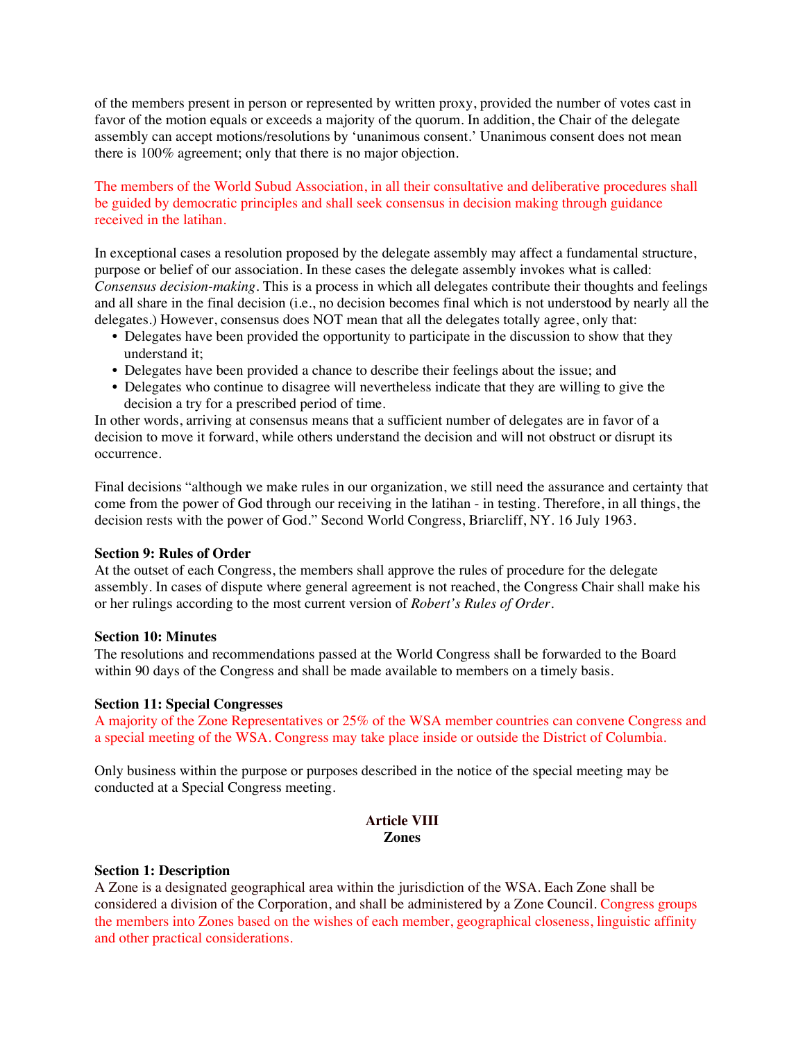of the members present in person or represented by written proxy, provided the number of votes cast in favor of the motion equals or exceeds a majority of the quorum. In addition, the Chair of the delegate assembly can accept motions/resolutions by 'unanimous consent.' Unanimous consent does not mean there is 100% agreement; only that there is no major objection.

The members of the World Subud Association, in all their consultative and deliberative procedures shall be guided by democratic principles and shall seek consensus in decision making through guidance received in the latihan.

In exceptional cases a resolution proposed by the delegate assembly may affect a fundamental structure, purpose or belief of our association. In these cases the delegate assembly invokes what is called: *Consensus decision-making*. This is a process in which all delegates contribute their thoughts and feelings and all share in the final decision (i.e., no decision becomes final which is not understood by nearly all the delegates.) However, consensus does NOT mean that all the delegates totally agree, only that:

- Delegates have been provided the opportunity to participate in the discussion to show that they understand it;
- Delegates have been provided a chance to describe their feelings about the issue; and
- Delegates who continue to disagree will nevertheless indicate that they are willing to give the decision a try for a prescribed period of time.

In other words, arriving at consensus means that a sufficient number of delegates are in favor of a decision to move it forward, while others understand the decision and will not obstruct or disrupt its occurrence.

Final decisions "although we make rules in our organization, we still need the assurance and certainty that come from the power of God through our receiving in the latihan - in testing. Therefore, in all things, the decision rests with the power of God." Second World Congress, Briarcliff, NY. 16 July 1963.

**Section 9: Rules of Order**
At the outset of each Congress, the members shall approve the rules of procedure for the delegate assembly. In cases of dispute where general agreement is not reached, the Congress Chair shall make his or her rulings according to the most current version of *Robert's Rules of Order*.

**Section 10: Minutes**
The resolutions and recommendations passed at the World Congress shall be forwarded to the Board within 90 days of the Congress and shall be made available to members on a timely basis.

**Section 11: Special Congresses**
A majority of the Zone Representatives or 25% of the WSA member countries can convene Congress and a special meeting of the WSA. Congress may take place inside or outside the District of Columbia.

Only business within the purpose or purposes described in the notice of the special meeting may be conducted at a Special Congress meeting.

## Article VIII
## Zones

**Section 1: Description**
A Zone is a designated geographical area within the jurisdiction of the WSA. Each Zone shall be considered a division of the Corporation, and shall be administered by a Zone Council. Congress groups the members into Zones based on the wishes of each member, geographical closeness, linguistic affinity and other practical considerations.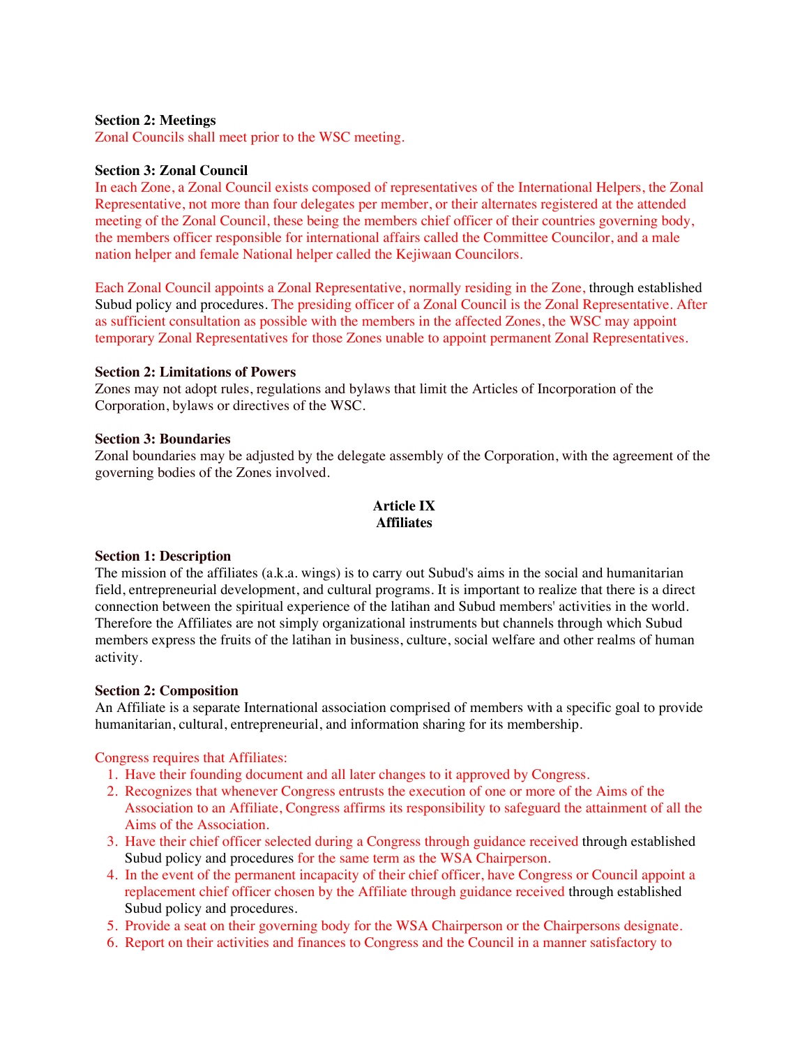**Section 2: Meetings**

Zonal Councils shall meet prior to the WSC meeting.

**Section 3: Zonal Council**

In each Zone, a Zonal Council exists composed of representatives of the International Helpers, the Zonal Representative, not more than four delegates per member, or their alternates registered at the attended meeting of the Zonal Council, these being the members chief officer of their countries governing body, the members officer responsible for international affairs called the Committee Councilor, and a male nation helper and female National helper called the Kejiwaan Councilors.

Each Zonal Council appoints a Zonal Representative, normally residing in the Zone, through established Subud policy and procedures. The presiding officer of a Zonal Council is the Zonal Representative. After as sufficient consultation as possible with the members in the affected Zones, the WSC may appoint temporary Zonal Representatives for those Zones unable to appoint permanent Zonal Representatives.

**Section 2: Limitations of Powers**

Zones may not adopt rules, regulations and bylaws that limit the Articles of Incorporation of the Corporation, bylaws or directives of the WSC.

**Section 3: Boundaries**

Zonal boundaries may be adjusted by the delegate assembly of the Corporation, with the agreement of the governing bodies of the Zones involved.

## Article IX
## Affiliates

**Section 1: Description**

The mission of the affiliates (a.k.a. wings) is to carry out Subud's aims in the social and humanitarian field, entrepreneurial development, and cultural programs. It is important to realize that there is a direct connection between the spiritual experience of the latihan and Subud members' activities in the world. Therefore the Affiliates are not simply organizational instruments but channels through which Subud members express the fruits of the latihan in business, culture, social welfare and other realms of human activity.

**Section 2: Composition**

An Affiliate is a separate International association comprised of members with a specific goal to provide humanitarian, cultural, entrepreneurial, and information sharing for its membership.

Congress requires that Affiliates:

1. Have their founding document and all later changes to it approved by Congress.
2. Recognizes that whenever Congress entrusts the execution of one or more of the Aims of the Association to an Affiliate, Congress affirms its responsibility to safeguard the attainment of all the Aims of the Association.
3. Have their chief officer selected during a Congress through guidance received through established Subud policy and procedures for the same term as the WSA Chairperson.
4. In the event of the permanent incapacity of their chief officer, have Congress or Council appoint a replacement chief officer chosen by the Affiliate through guidance received through established Subud policy and procedures.
5. Provide a seat on their governing body for the WSA Chairperson or the Chairpersons designate.
6. Report on their activities and finances to Congress and the Council in a manner satisfactory to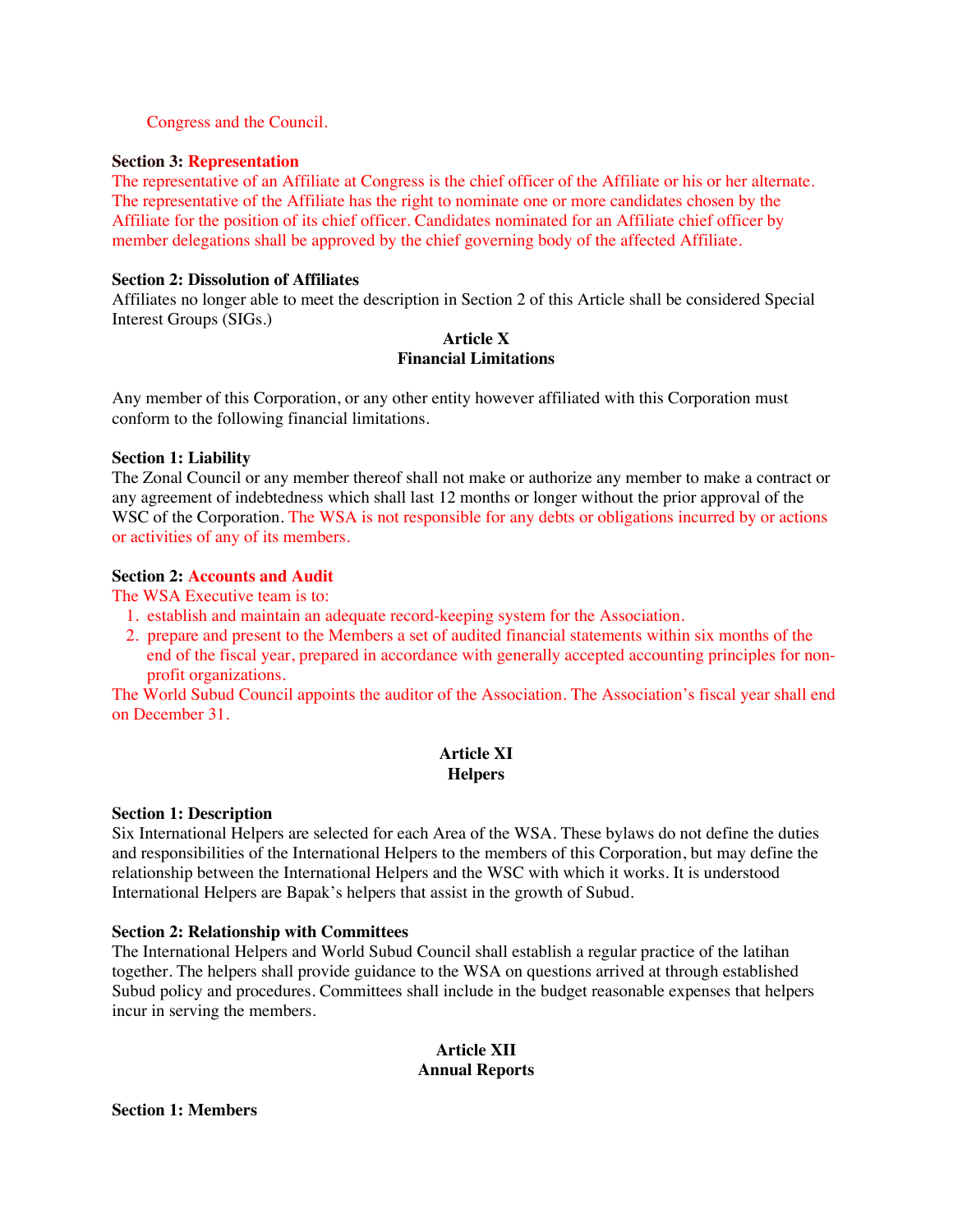Congress and the Council.

**Section 3: Representation**
The representative of an Affiliate at Congress is the chief officer of the Affiliate or his or her alternate. The representative of the Affiliate has the right to nominate one or more candidates chosen by the Affiliate for the position of its chief officer. Candidates nominated for an Affiliate chief officer by member delegations shall be approved by the chief governing body of the affected Affiliate.

**Section 2: Dissolution of Affiliates**
Affiliates no longer able to meet the description in Section 2 of this Article shall be considered Special Interest Groups (SIGs.)

## Article X
## Financial Limitations

Any member of this Corporation, or any other entity however affiliated with this Corporation must conform to the following financial limitations.

**Section 1: Liability**
The Zonal Council or any member thereof shall not make or authorize any member to make a contract or any agreement of indebtedness which shall last 12 months or longer without the prior approval of the WSC of the Corporation. The WSA is not responsible for any debts or obligations incurred by or actions or activities of any of its members.

**Section 2: Accounts and Audit**
The WSA Executive team is to:

1. establish and maintain an adequate record-keeping system for the Association.
2. prepare and present to the Members a set of audited financial statements within six months of the end of the fiscal year, prepared in accordance with generally accepted accounting principles for non-profit organizations.

The World Subud Council appoints the auditor of the Association. The Association's fiscal year shall end on December 31.

## Article XI
## Helpers

**Section 1: Description**
Six International Helpers are selected for each Area of the WSA. These bylaws do not define the duties and responsibilities of the International Helpers to the members of this Corporation, but may define the relationship between the International Helpers and the WSC with which it works. It is understood International Helpers are Bapak's helpers that assist in the growth of Subud.

**Section 2: Relationship with Committees**
The International Helpers and World Subud Council shall establish a regular practice of the latihan together. The helpers shall provide guidance to the WSA on questions arrived at through established Subud policy and procedures. Committees shall include in the budget reasonable expenses that helpers incur in serving the members.

## Article XII
## Annual Reports

**Section 1: Members**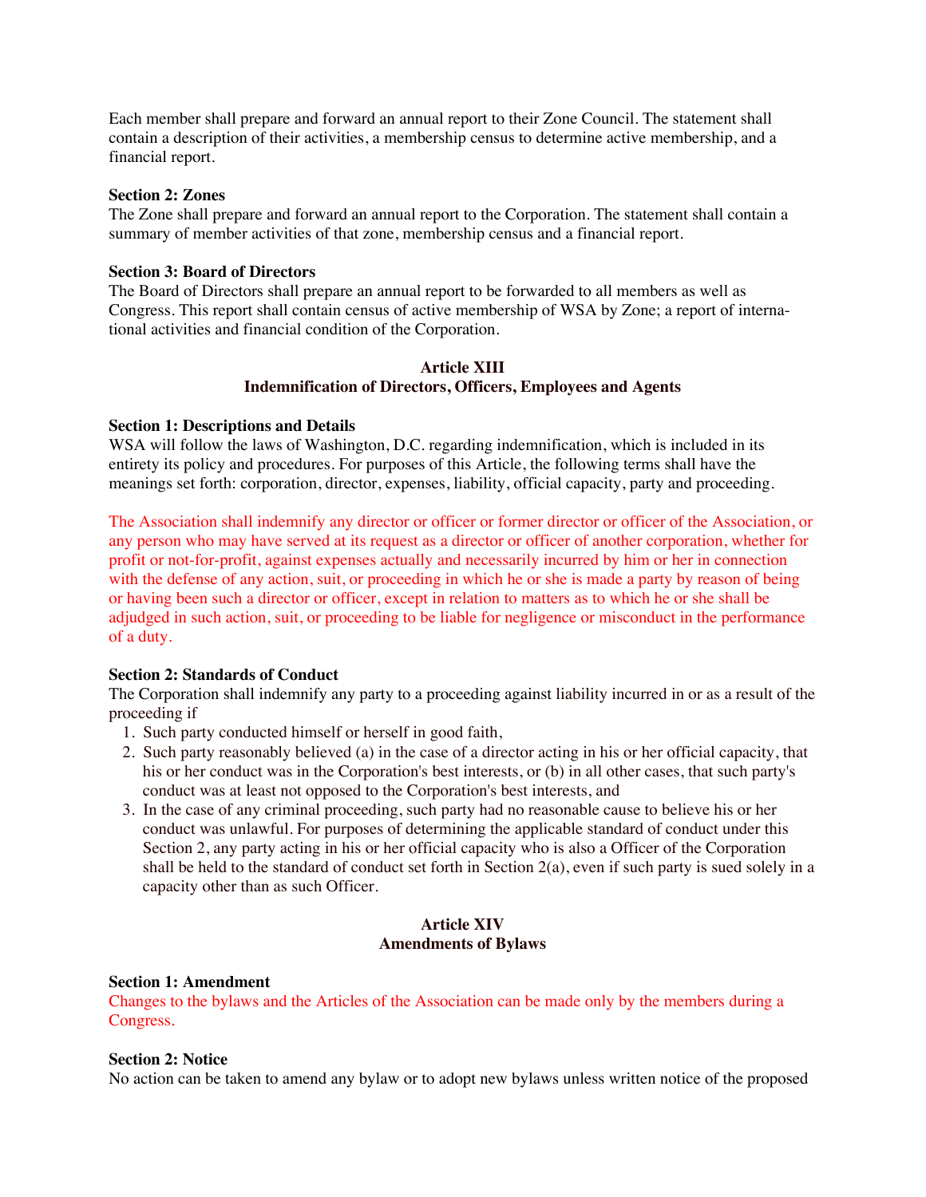Each member shall prepare and forward an annual report to their Zone Council. The statement shall contain a description of their activities, a membership census to determine active membership, and a financial report.

**Section 2: Zones**
The Zone shall prepare and forward an annual report to the Corporation. The statement shall contain a summary of member activities of that zone, membership census and a financial report.

**Section 3: Board of Directors**
The Board of Directors shall prepare an annual report to be forwarded to all members as well as Congress. This report shall contain census of active membership of WSA by Zone; a report of international activities and financial condition of the Corporation.

## Article XIII
## Indemnification of Directors, Officers, Employees and Agents

**Section 1: Descriptions and Details**
WSA will follow the laws of Washington, D.C. regarding indemnification, which is included in its entirety its policy and procedures. For purposes of this Article, the following terms shall have the meanings set forth: corporation, director, expenses, liability, official capacity, party and proceeding.

The Association shall indemnify any director or officer or former director or officer of the Association, or any person who may have served at its request as a director or officer of another corporation, whether for profit or not-for-profit, against expenses actually and necessarily incurred by him or her in connection with the defense of any action, suit, or proceeding in which he or she is made a party by reason of being or having been such a director or officer, except in relation to matters as to which he or she shall be adjudged in such action, suit, or proceeding to be liable for negligence or misconduct in the performance of a duty.

**Section 2: Standards of Conduct**
The Corporation shall indemnify any party to a proceeding against liability incurred in or as a result of the proceeding if

1. Such party conducted himself or herself in good faith,
2. Such party reasonably believed (a) in the case of a director acting in his or her official capacity, that his or her conduct was in the Corporation's best interests, or (b) in all other cases, that such party's conduct was at least not opposed to the Corporation's best interests, and
3. In the case of any criminal proceeding, such party had no reasonable cause to believe his or her conduct was unlawful. For purposes of determining the applicable standard of conduct under this Section 2, any party acting in his or her official capacity who is also a Officer of the Corporation shall be held to the standard of conduct set forth in Section 2(a), even if such party is sued solely in a capacity other than as such Officer.

## Article XIV
## Amendments of Bylaws

**Section 1: Amendment**
Changes to the bylaws and the Articles of the Association can be made only by the members during a Congress.

**Section 2: Notice**
No action can be taken to amend any bylaw or to adopt new bylaws unless written notice of the proposed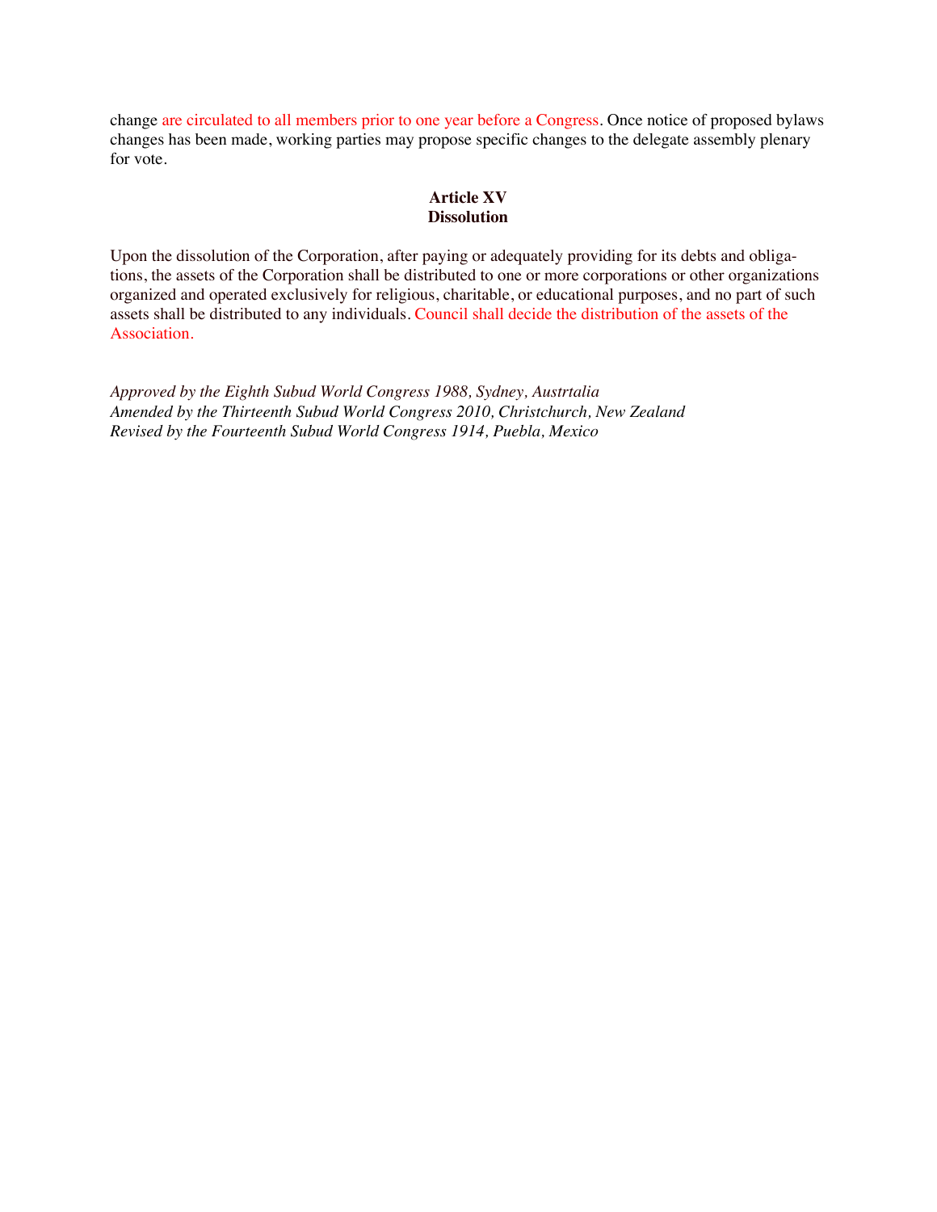change are circulated to all members prior to one year before a Congress. Once notice of proposed bylaws changes has been made, working parties may propose specific changes to the delegate assembly plenary for vote.

**Article XV**
**Dissolution**

Upon the dissolution of the Corporation, after paying or adequately providing for its debts and obligations, the assets of the Corporation shall be distributed to one or more corporations or other organizations organized and operated exclusively for religious, charitable, or educational purposes, and no part of such assets shall be distributed to any individuals. Council shall decide the distribution of the assets of the Association.

*Approved by the Eighth Subud World Congress 1988, Sydney, Austrtalia*
*Amended by the Thirteenth Subud World Congress 2010, Christchurch, New Zealand*
*Revised by the Fourteenth Subud World Congress 1914, Puebla, Mexico*